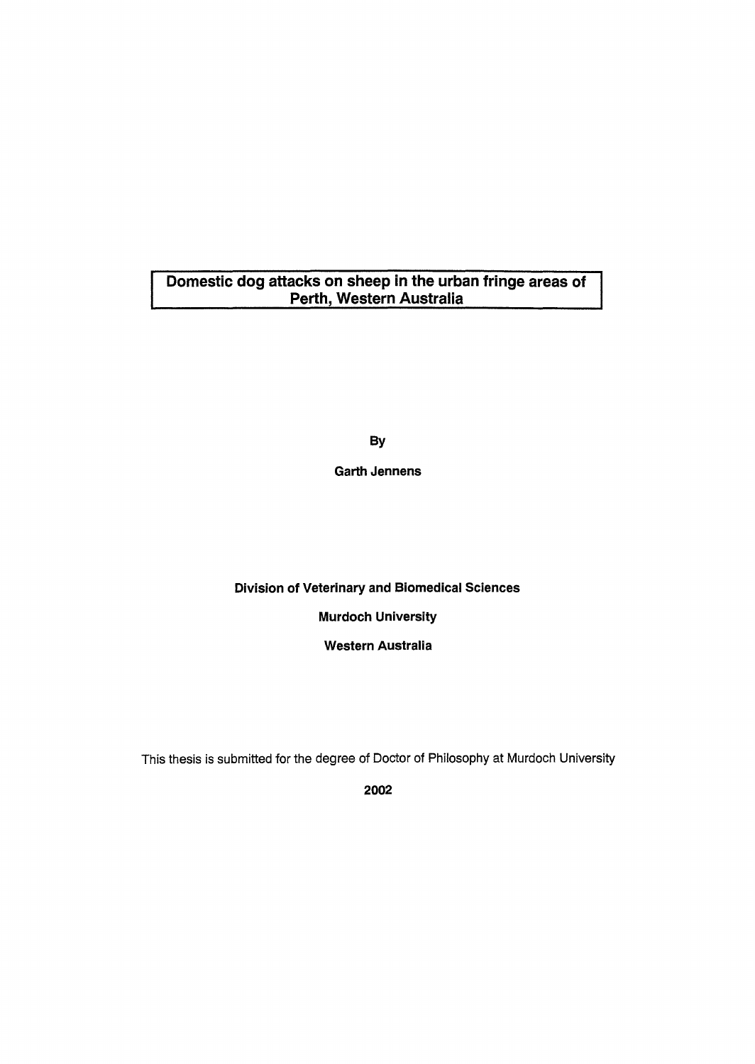# Domestic dog attacks on sheep in the urban fringe areas of Perth, Western Australia

By

**Garth Jennens**

**Division of Veterinary and Biomedical Sciences**

**Murdoch University**

**Western Australia**

This thesis is submitted for the degree of Doctor of Philosophy at Murdoch University

**2002**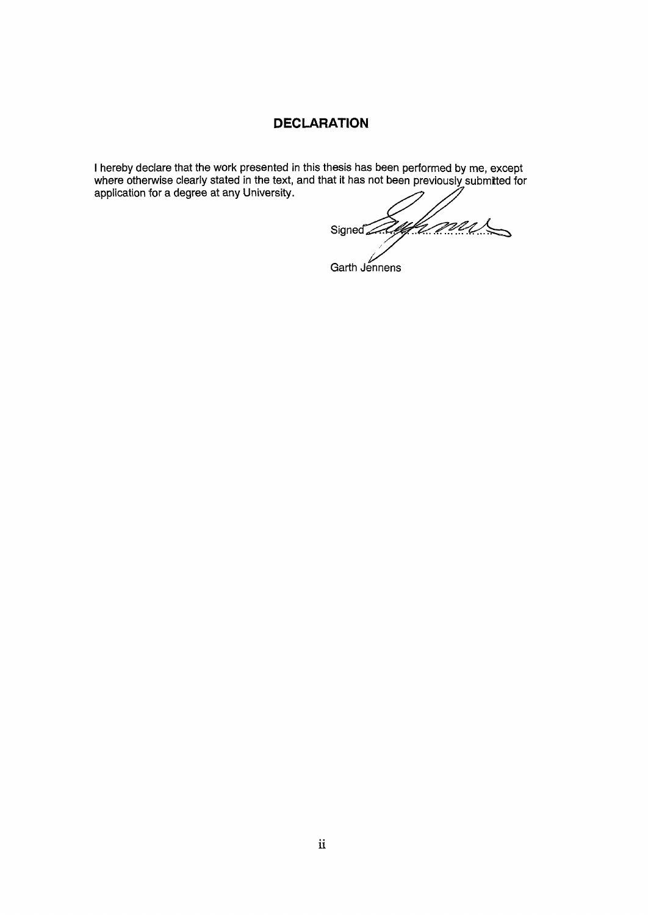# DECLARATION

I hereby declare that the work presented in this thesis has been performed by me, except where otherwise clearly stated in the text, and that it has not been previously submitted for application for a degree at any University.

Signed ....................................

Garth Jennens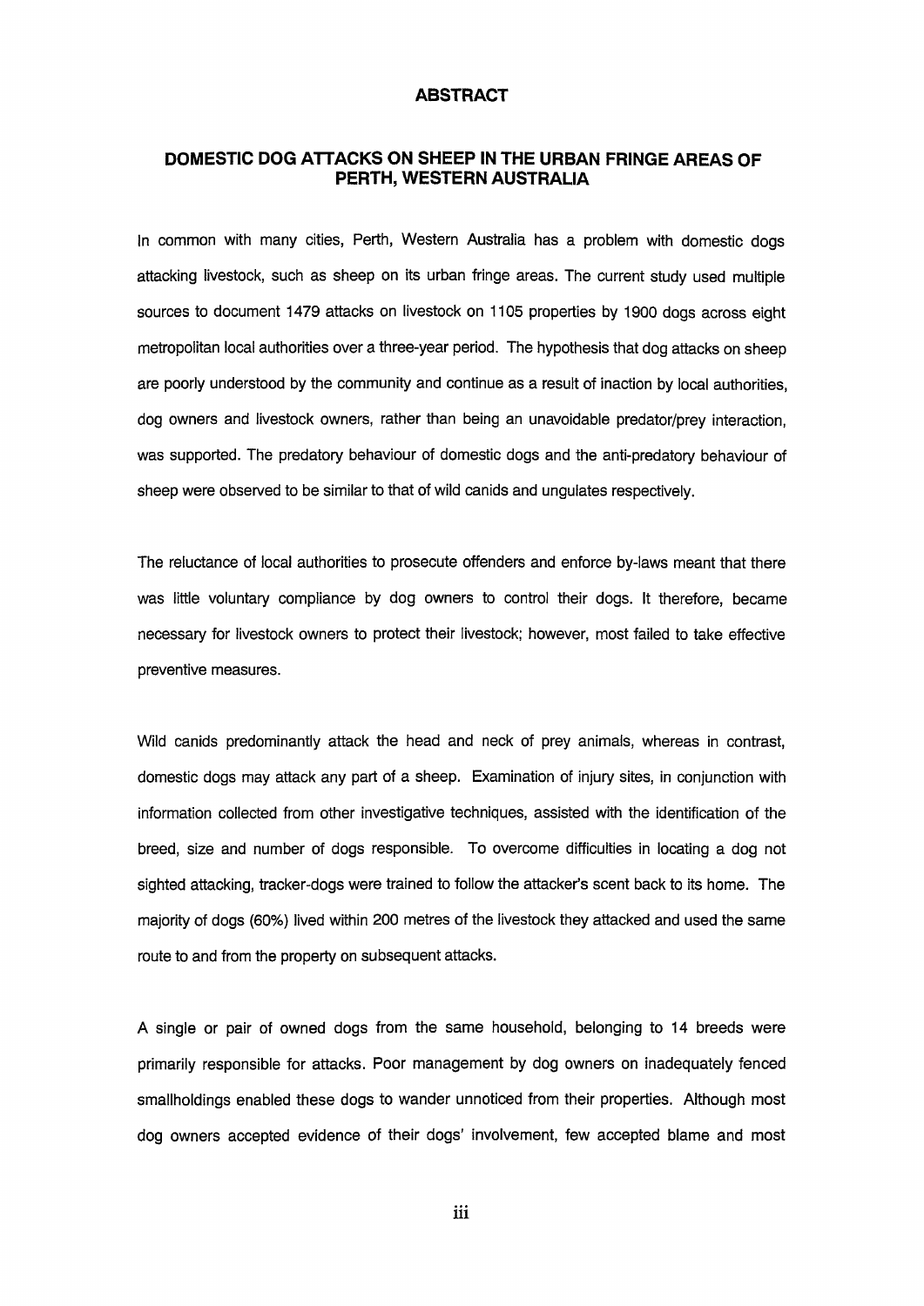# ABSTRACT

## DOMESTIC DOG ATTACKS ON SHEEP IN THE URBAN FRINGE AREAS OF PERTH, WESTERN AUSTRALIA

In common with many cities, Perth, Western Australia has a problem with domestic dogs attacking livestock, such as sheep on its urban fringe areas. The current study used multiple sources to document 1479 attacks on livestock on 1105 properties by 1900 dogs across eight metropolitan local authorities over a three-year period. The hypothesis that dog attacks on sheep are poorly understood by the community and continue as a result of inaction by local authorities, dog owners and livestock owners, rather than being an unavoidable predator/prey interaction, was supported. The predatory behaviour of domestic dogs and the anti-predatory behaviour of sheep were observed to be similar to that of wild canids and ungulates respectively.

The reluctance of local authorities to prosecute offenders and enforce by-laws meant that there was little voluntary compliance by dog owners to control their dogs. It therefore, became necessary for livestock owners to protect their livestock; however, most failed to take effective preventive measures.

Wild canids predominantly attack the head and neck of prey animals, whereas in contrast, domestic dogs may attack any part of a sheep. Examination of injury sites, in conjunction with information collected from other investigative techniques, assisted with the identification of the breed, size and number of dogs responsible. To overcome difficulties in locating a dog not sighted attacking, tracker-dogs were trained to follow the attacker's scent back to its home. The majority of dogs (60%) lived within 200 metres of the livestock they attacked and used the same route to and from the property on subsequent attacks.

A single or pair of owned dogs from the same household, belonging to 14 breeds were primarily responsible for attacks. Poor management by dog owners on inadequately fenced smallholdings enabled these dogs to wander unnoticed from their properties. Although most dog owners accepted evidence of their dogs' involvement, few accepted blame and most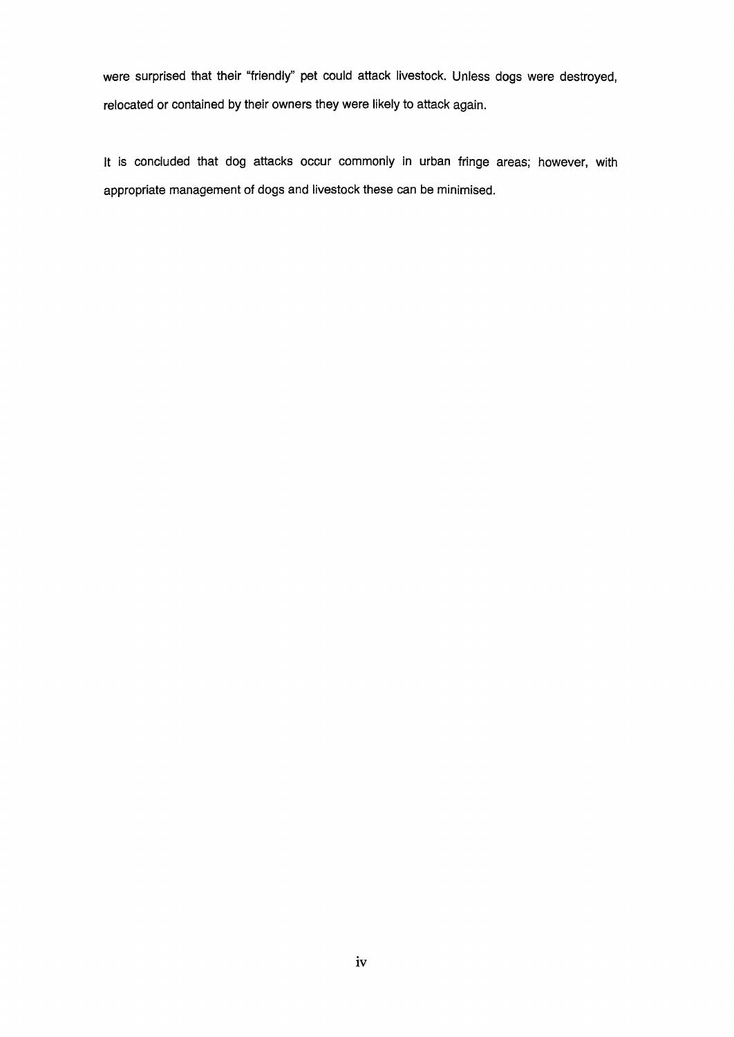were surprised that their "friendly" pet could attack livestock. Unless dogs were destroyed, relocated or contained by their owners they were likely to attack again.

It is concluded that dog attacks occur commonly in urban fringe areas; however, with appropriate management of dogs and livestock these can be minimised.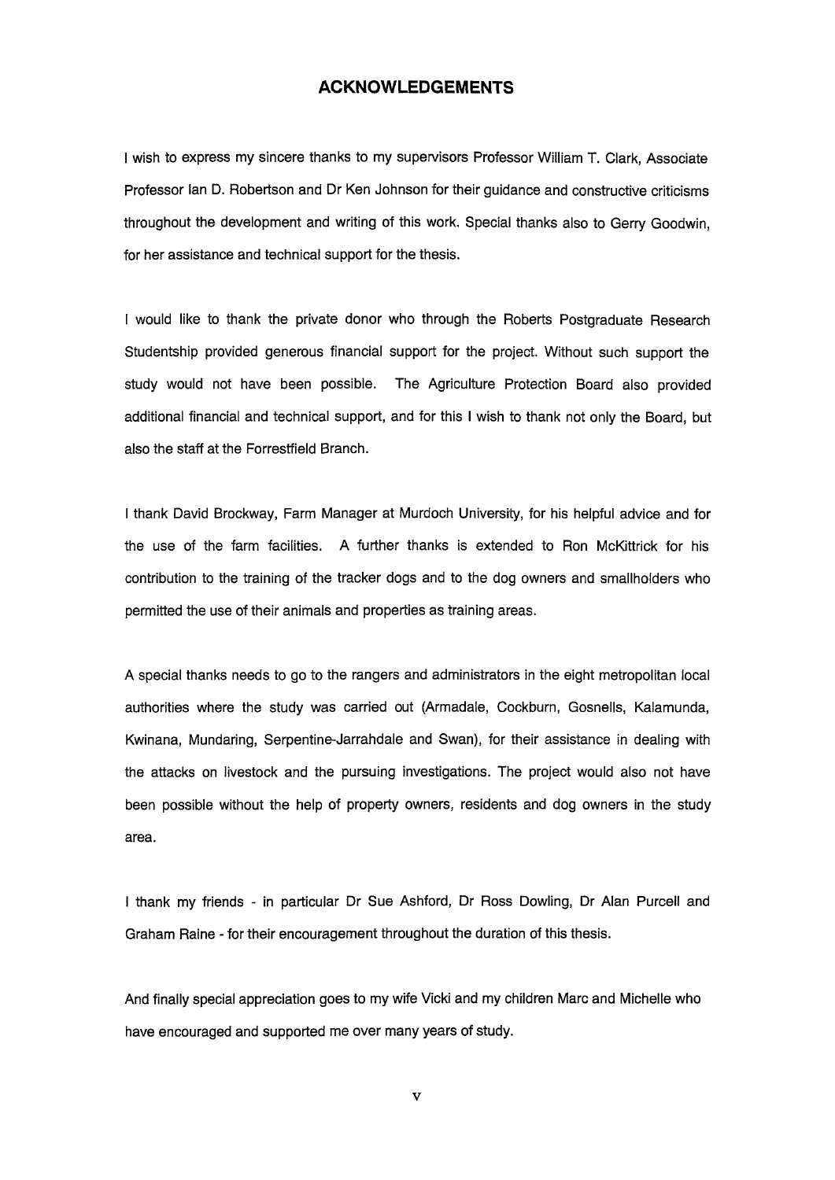# ACKNOWLEDGEMENTS

I wish to express my sincere thanks to my supervisors Professor William T. Clark, Associate Professor Ian D. Robertson and Dr Ken Johnson for their guidance and constructive criticisms throughout the development and writing of this work. Special thanks also to Gerry Goodwin, for her assistance and technical support for the thesis.

I would like to thank the private donor who through the Roberts Postgraduate Research Studentship provided generous financial support for the project. Without such support the study would not have been possible. The Agriculture Protection Board also provided additional financial and technical support, and for this I wish to thank not only the Board, but also the staff at the Forrestfield Branch.

I thank David Brockway, Farm Manager at Murdoch University, for his helpful advice and for the use of the farm facilities. A further thanks is extended to Ron McKittrick for his contribution to the training of the tracker dogs and to the dog owners and smallholders who permitted the use of their animals and properties as training areas.

A special thanks needs to go to the rangers and administrators in the eight metropolitan local authorities where the study was carried out (Armadale, Cockburn, Gosnells, Kalamunda, Kwinana, Mundaring, Serpentine-Jarrahdale and Swan), for their assistance in dealing with the attacks on livestock and the pursuing investigations. The project would also not have been possible without the help of property owners, residents and dog owners in the study area.

I thank my friends - in particular Dr Sue Ashford, Dr Ross Dowling, Dr Alan Purcell and Graham Raine - for their encouragement throughout the duration of this thesis.

And finally special appreciation goes to my wife Vicki and my children Marc and Michelle who have encouraged and supported me over many years of study.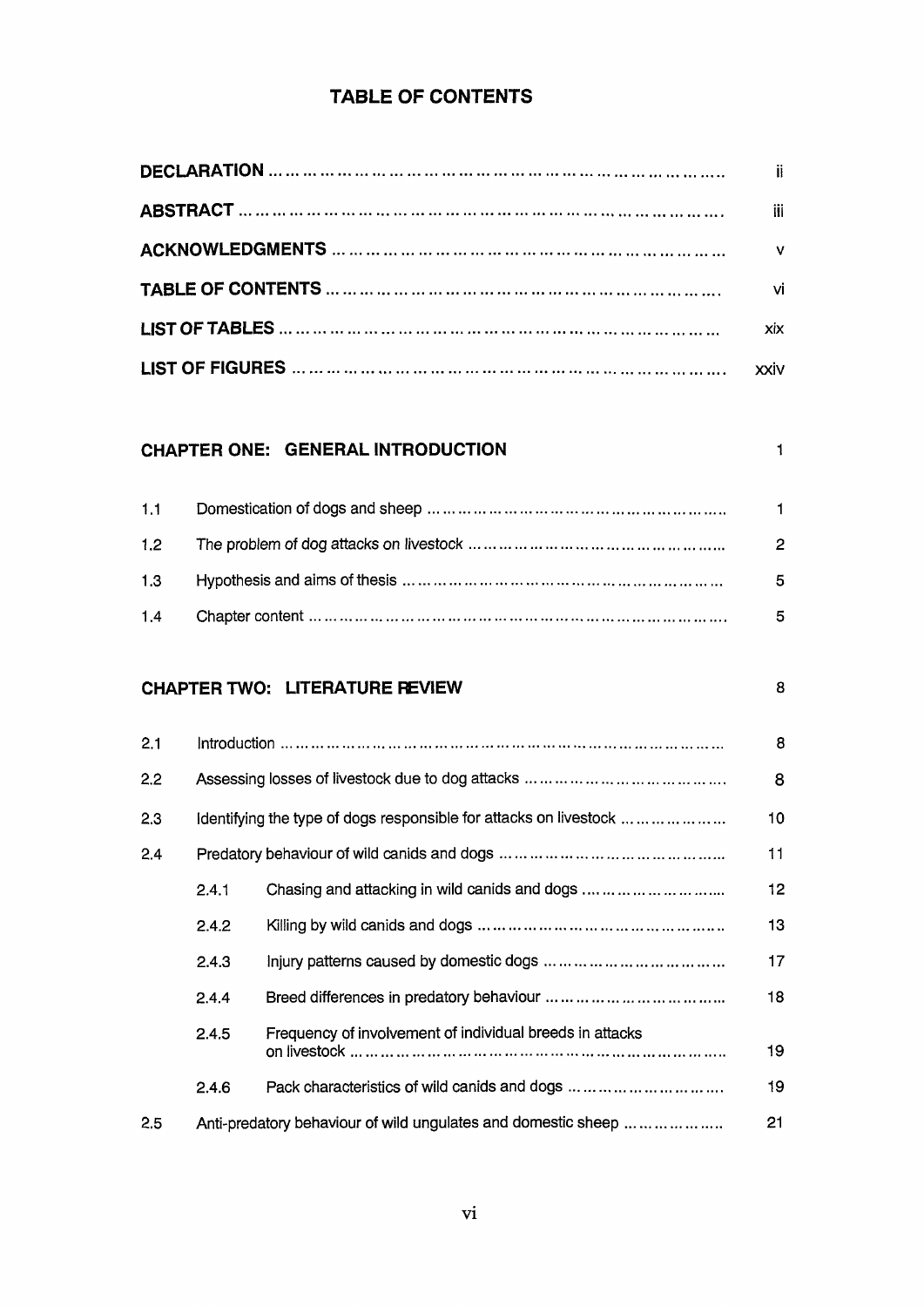# TABLE OF CONTENTS

| | |
|---|---|
| **DECLARATION** | ii |
| **ABSTRACT** | iii |
| **ACKNOWLEDGMENTS** | v |
| **TABLE OF CONTENTS** | vi |
| **LIST OF TABLES** | xix |
| **LIST OF FIGURES** | xxiv |

## CHAPTER ONE: GENERAL INTRODUCTION ... 1

| | | |
|---|---|---|
| 1.1 | Domestication of dogs and sheep | 1 |
| 1.2 | The problem of dog attacks on livestock | 2 |
| 1.3 | Hypothesis and aims of thesis | 5 |
| 1.4 | Chapter content | 5 |

## CHAPTER TWO: LITERATURE REVIEW ... 8

| | | | |
|---|---|---|---|
| 2.1 | Introduction | | 8 |
| 2.2 | Assessing losses of livestock due to dog attacks | | 8 |
| 2.3 | Identifying the type of dogs responsible for attacks on livestock | | 10 |
| 2.4 | Predatory behaviour of wild canids and dogs | | 11 |
| | 2.4.1 | Chasing and attacking in wild canids and dogs | 12 |
| | 2.4.2 | Killing by wild canids and dogs | 13 |
| | 2.4.3 | Injury patterns caused by domestic dogs | 17 |
| | 2.4.4 | Breed differences in predatory behaviour | 18 |
| | 2.4.5 | Frequency of involvement of individual breeds in attacks on livestock | 19 |
| | 2.4.6 | Pack characteristics of wild canids and dogs | 19 |
| 2.5 | Anti-predatory behaviour of wild ungulates and domestic sheep | | 21 |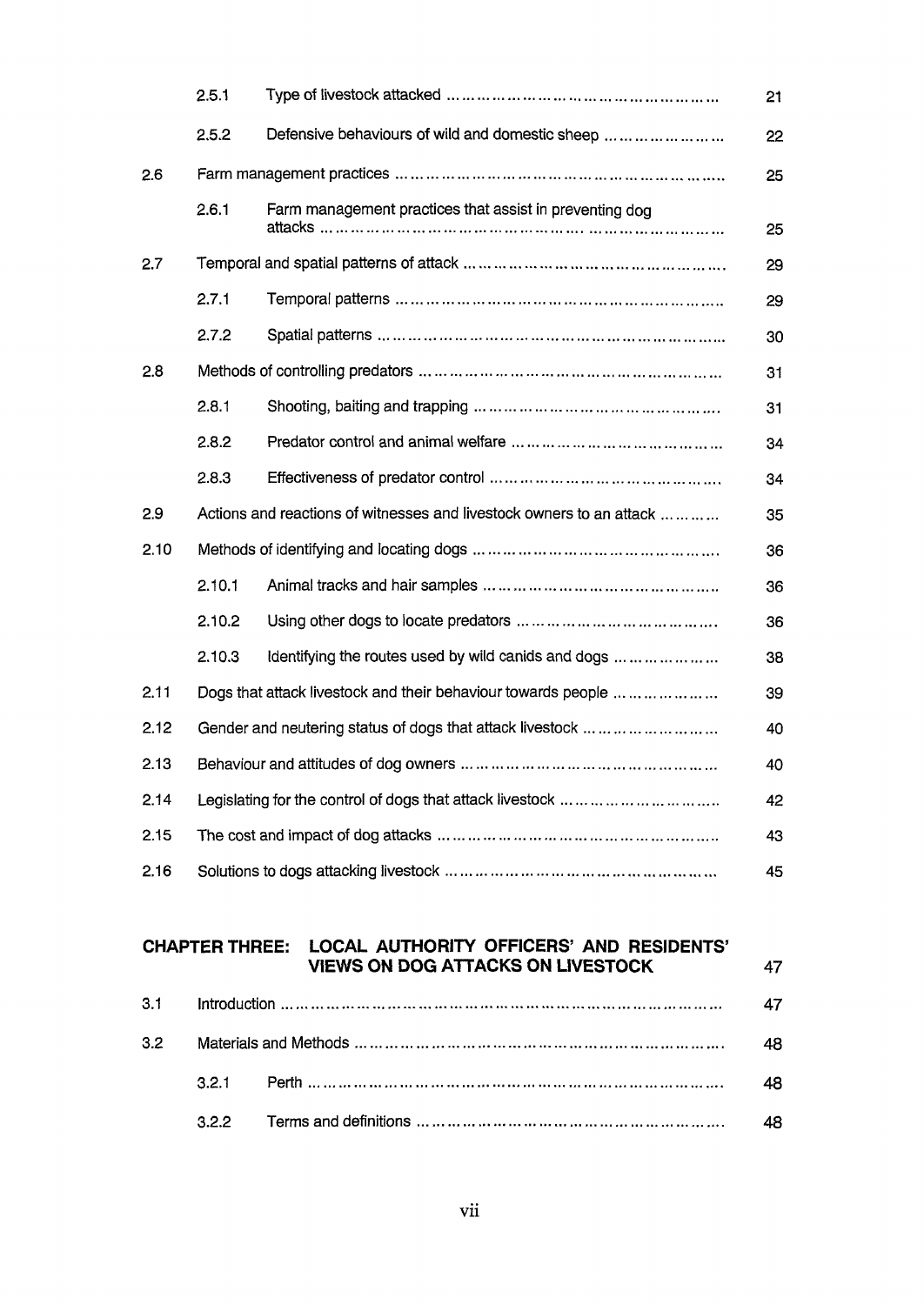| | | | |
|---|---|---|---|
| | 2.5.1 | Type of livestock attacked ……………………………………………… | 21 |
| | 2.5.2 | Defensive behaviours of wild and domestic sheep ………………… | 22 |
| 2.6 | Farm management practices ……………………………………………………… | | 25 |
| | 2.6.1 | Farm management practices that assist in preventing dog attacks ……………………………………………………………………… | 25 |
| 2.7 | Temporal and spatial patterns of attack ………………………………………… | | 29 |
| | 2.7.1 | Temporal patterns ……………………………………………………… | 29 |
| | 2.7.2 | Spatial patterns ………………………………………………………… | 30 |
| 2.8 | Methods of controlling predators ………………………………………………… | | 31 |
| | 2.8.1 | Shooting, baiting and trapping ………………………………………… | 31 |
| | 2.8.2 | Predator control and animal welfare ………………………………… | 34 |
| | 2.8.3 | Effectiveness of predator control …………………………………… | 34 |
| 2.9 | Actions and reactions of witnesses and livestock owners to an attack ………… | | 35 |
| 2.10 | Methods of identifying and locating dogs ……………………………………… | | 36 |
| | 2.10.1 | Animal tracks and hair samples ……………………………………… | 36 |
| | 2.10.2 | Using other dogs to locate predators ………………………………… | 36 |
| | 2.10.3 | Identifying the routes used by wild canids and dogs ……………… | 38 |
| 2.11 | Dogs that attack livestock and their behaviour towards people ………………… | | 39 |
| 2.12 | Gender and neutering status of dogs that attack livestock ……………………… | | 40 |
| 2.13 | Behaviour and attitudes of dog owners ………………………………………… | | 40 |
| 2.14 | Legislating for the control of dogs that attack livestock ………………………… | | 42 |
| 2.15 | The cost and impact of dog attacks ……………………………………………… | | 43 |
| 2.16 | Solutions to dogs attacking livestock …………………………………………… | | 45 |

## CHAPTER THREE: LOCAL AUTHORITY OFFICERS' AND RESIDENTS' VIEWS ON DOG ATTACKS ON LIVESTOCK 47

| | | | |
|---|---|---|---|
| 3.1 | Introduction ………………………………………………………………………… | | 47 |
| 3.2 | Materials and Methods …………………………………………………………… | | 48 |
| | 3.2.1 | Perth ……………………………………………………………………… | 48 |
| | 3.2.2 | Terms and definitions …………………………………………………… | 48 |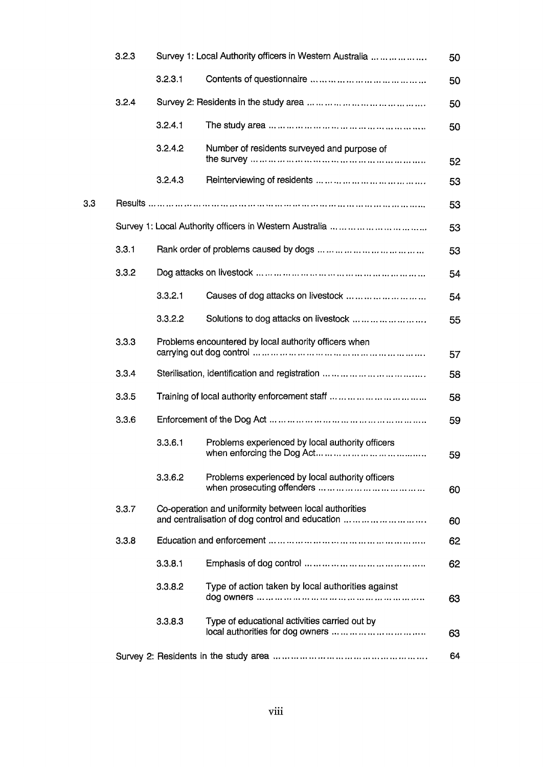| | | | | |
|---|---|---|---|---|
| | 3.2.3 | Survey 1: Local Authority officers in Western Australia | | 50 |
| | | 3.2.3.1 | Contents of questionnaire | 50 |
| | 3.2.4 | Survey 2: Residents in the study area | | 50 |
| | | 3.2.4.1 | The study area | 50 |
| | | 3.2.4.2 | Number of residents surveyed and purpose of the survey | 52 |
| | | 3.2.4.3 | Reinterviewing of residents | 53 |
| 3.3 | Results | | | 53 |
| | Survey 1: Local Authority officers in Western Australia | | | 53 |
| | 3.3.1 | Rank order of problems caused by dogs | | 53 |
| | 3.3.2 | Dog attacks on livestock | | 54 |
| | | 3.3.2.1 | Causes of dog attacks on livestock | 54 |
| | | 3.3.2.2 | Solutions to dog attacks on livestock | 55 |
| | 3.3.3 | Problems encountered by local authority officers when carrying out dog control | | 57 |
| | 3.3.4 | Sterilisation, identification and registration | | 58 |
| | 3.3.5 | Training of local authority enforcement staff | | 58 |
| | 3.3.6 | Enforcement of the Dog Act | | 59 |
| | | 3.3.6.1 | Problems experienced by local authority officers when enforcing the Dog Act | 59 |
| | | 3.3.6.2 | Problems experienced by local authority officers when prosecuting offenders | 60 |
| | 3.3.7 | Co-operation and uniformity between local authorities and centralisation of dog control and education | | 60 |
| | 3.3.8 | Education and enforcement | | 62 |
| | | 3.3.8.1 | Emphasis of dog control | 62 |
| | | 3.3.8.2 | Type of action taken by local authorities against dog owners | 63 |
| | | 3.3.8.3 | Type of educational activities carried out by local authorities for dog owners | 63 |
| | Survey 2: Residents in the study area | | | 64 |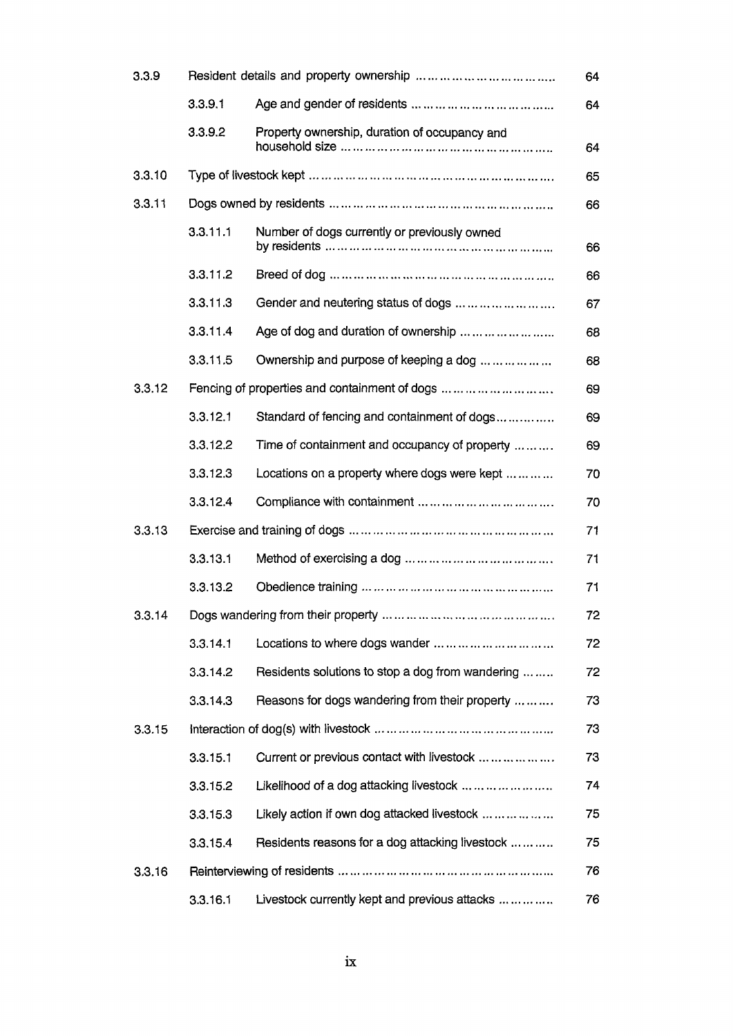| | | | |
|---|---|---|---|
| 3.3.9 | Resident details and property ownership | | 64 |
| | 3.3.9.1 | Age and gender of residents | 64 |
| | 3.3.9.2 | Property ownership, duration of occupancy and household size | 64 |
| 3.3.10 | Type of livestock kept | | 65 |
| 3.3.11 | Dogs owned by residents | | 66 |
| | 3.3.11.1 | Number of dogs currently or previously owned by residents | 66 |
| | 3.3.11.2 | Breed of dog | 66 |
| | 3.3.11.3 | Gender and neutering status of dogs | 67 |
| | 3.3.11.4 | Age of dog and duration of ownership | 68 |
| | 3.3.11.5 | Ownership and purpose of keeping a dog | 68 |
| 3.3.12 | Fencing of properties and containment of dogs | | 69 |
| | 3.3.12.1 | Standard of fencing and containment of dogs | 69 |
| | 3.3.12.2 | Time of containment and occupancy of property | 69 |
| | 3.3.12.3 | Locations on a property where dogs were kept | 70 |
| | 3.3.12.4 | Compliance with containment | 70 |
| 3.3.13 | Exercise and training of dogs | | 71 |
| | 3.3.13.1 | Method of exercising a dog | 71 |
| | 3.3.13.2 | Obedience training | 71 |
| 3.3.14 | Dogs wandering from their property | | 72 |
| | 3.3.14.1 | Locations to where dogs wander | 72 |
| | 3.3.14.2 | Residents solutions to stop a dog from wandering | 72 |
| | 3.3.14.3 | Reasons for dogs wandering from their property | 73 |
| 3.3.15 | Interaction of dog(s) with livestock | | 73 |
| | 3.3.15.1 | Current or previous contact with livestock | 73 |
| | 3.3.15.2 | Likelihood of a dog attacking livestock | 74 |
| | 3.3.15.3 | Likely action if own dog attacked livestock | 75 |
| | 3.3.15.4 | Residents reasons for a dog attacking livestock | 75 |
| 3.3.16 | Reinterviewing of residents | | 76 |
| | 3.3.16.1 | Livestock currently kept and previous attacks | 76 |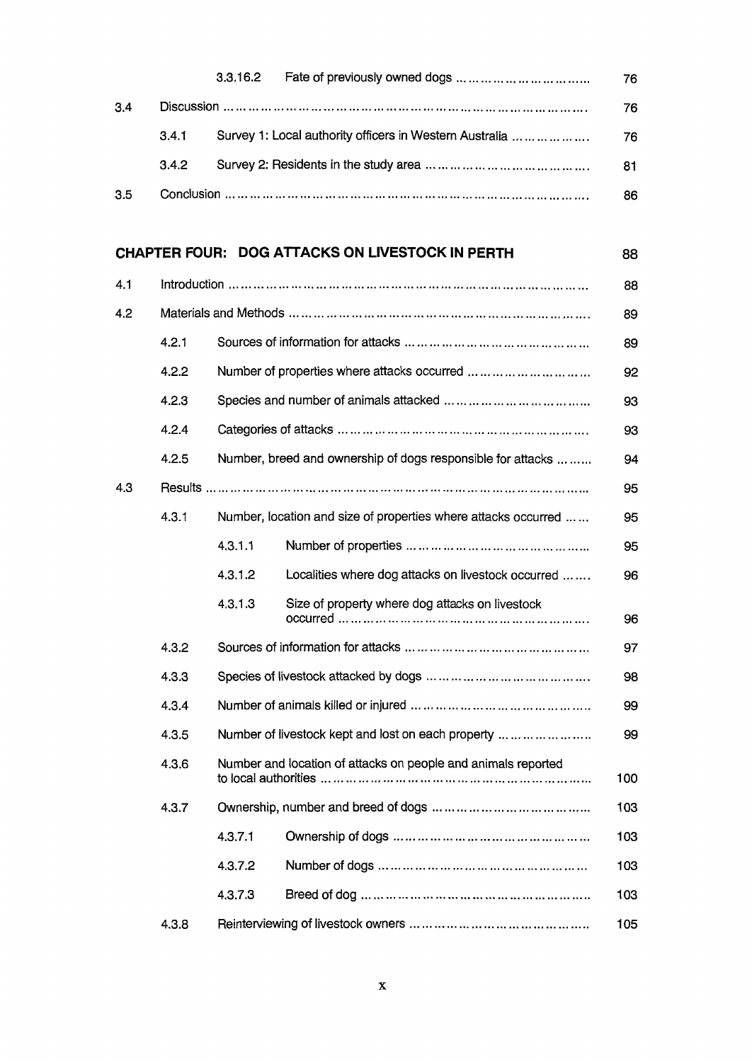| | | | | |
|---|---|---|---|---|
| | | 3.3.16.2 | Fate of previously owned dogs | 76 |
| 3.4 | Discussion | | | 76 |
| | 3.4.1 | Survey 1: Local authority officers in Western Australia | | 76 |
| | 3.4.2 | Survey 2: Residents in the study area | | 81 |
| 3.5 | Conclusion | | | 86 |

**CHAPTER FOUR: DOG ATTACKS ON LIVESTOCK IN PERTH** 88

| | | | | |
|---|---|---|---|---|
| 4.1 | Introduction | | | 88 |
| 4.2 | Materials and Methods | | | 89 |
| | 4.2.1 | Sources of information for attacks | | 89 |
| | 4.2.2 | Number of properties where attacks occurred | | 92 |
| | 4.2.3 | Species and number of animals attacked | | 93 |
| | 4.2.4 | Categories of attacks | | 93 |
| | 4.2.5 | Number, breed and ownership of dogs responsible for attacks | | 94 |
| 4.3 | Results | | | 95 |
| | 4.3.1 | Number, location and size of properties where attacks occurred | | 95 |
| | | 4.3.1.1 | Number of properties | 95 |
| | | 4.3.1.2 | Localities where dog attacks on livestock occurred | 96 |
| | | 4.3.1.3 | Size of property where dog attacks on livestock occurred | 96 |
| | 4.3.2 | Sources of information for attacks | | 97 |
| | 4.3.3 | Species of livestock attacked by dogs | | 98 |
| | 4.3.4 | Number of animals killed or injured | | 99 |
| | 4.3.5 | Number of livestock kept and lost on each property | | 99 |
| | 4.3.6 | Number and location of attacks on people and animals reported to local authorities | | 100 |
| | 4.3.7 | Ownership, number and breed of dogs | | 103 |
| | | 4.3.7.1 | Ownership of dogs | 103 |
| | | 4.3.7.2 | Number of dogs | 103 |
| | | 4.3.7.3 | Breed of dog | 103 |
| | 4.3.8 | Reinterviewing of livestock owners | | 105 |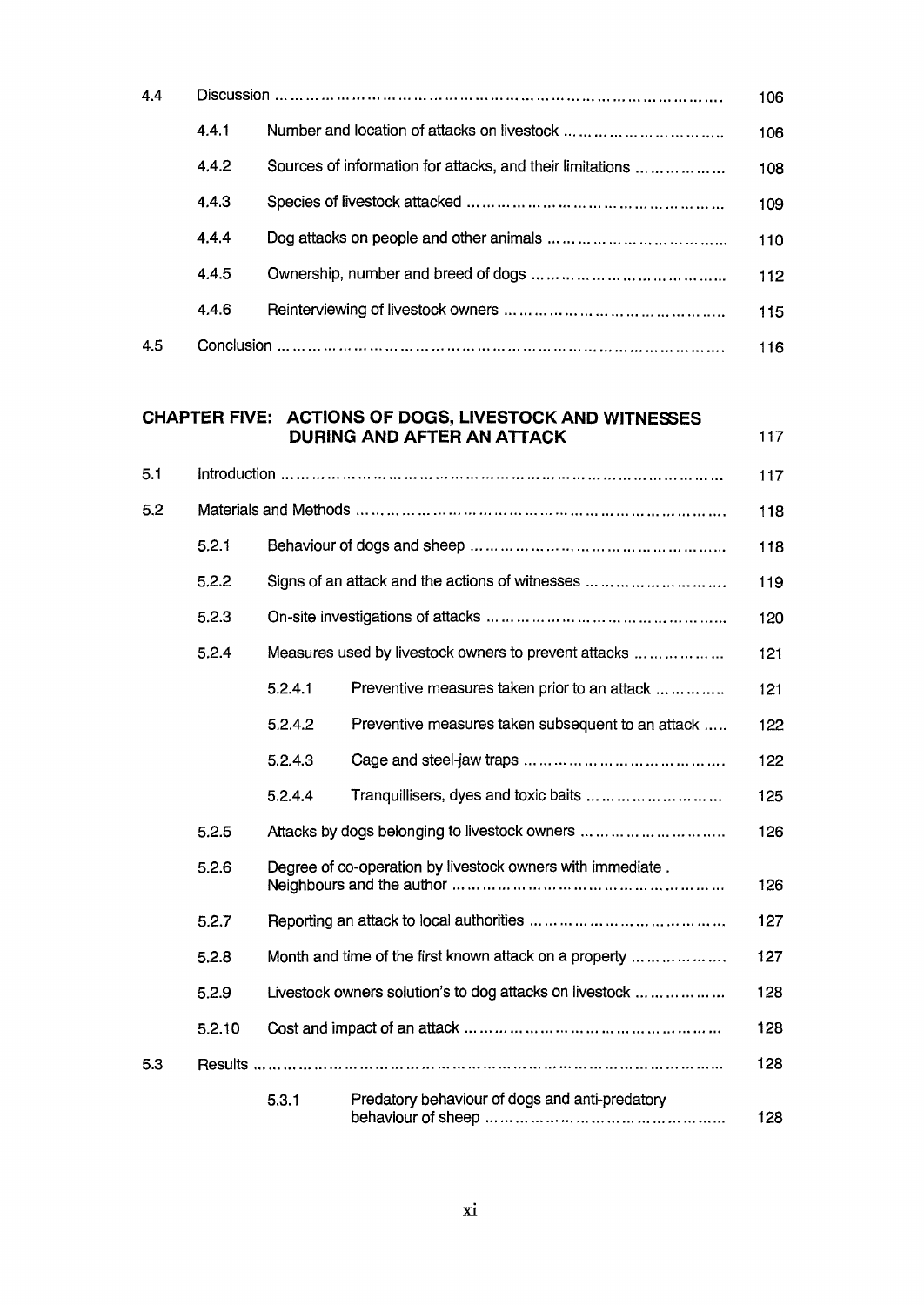| | | | |
|---|---|---|---|
| 4.4 | Discussion | | 106 |
| | 4.4.1 | Number and location of attacks on livestock | 106 |
| | 4.4.2 | Sources of information for attacks, and their limitations | 108 |
| | 4.4.3 | Species of livestock attacked | 109 |
| | 4.4.4 | Dog attacks on people and other animals | 110 |
| | 4.4.5 | Ownership, number and breed of dogs | 112 |
| | 4.4.6 | Reinterviewing of livestock owners | 115 |
| 4.5 | Conclusion | | 116 |

## CHAPTER FIVE: ACTIONS OF DOGS, LIVESTOCK AND WITNESSES DURING AND AFTER AN ATTACK ... 117

| | | | | |
|---|---|---|---|---|
| 5.1 | Introduction | | | 117 |
| 5.2 | Materials and Methods | | | 118 |
| | 5.2.1 | Behaviour of dogs and sheep | | 118 |
| | 5.2.2 | Signs of an attack and the actions of witnesses | | 119 |
| | 5.2.3 | On-site investigations of attacks | | 120 |
| | 5.2.4 | Measures used by livestock owners to prevent attacks | | 121 |
| | | 5.2.4.1 | Preventive measures taken prior to an attack | 121 |
| | | 5.2.4.2 | Preventive measures taken subsequent to an attack | 122 |
| | | 5.2.4.3 | Cage and steel-jaw traps | 122 |
| | | 5.2.4.4 | Tranquillisers, dyes and toxic baits | 125 |
| | 5.2.5 | Attacks by dogs belonging to livestock owners | | 126 |
| | 5.2.6 | Degree of co-operation by livestock owners with immediate . Neighbours and the author | | 126 |
| | 5.2.7 | Reporting an attack to local authorities | | 127 |
| | 5.2.8 | Month and time of the first known attack on a property | | 127 |
| | 5.2.9 | Livestock owners solution's to dog attacks on livestock | | 128 |
| | 5.2.10 | Cost and impact of an attack | | 128 |
| 5.3 | Results | | | 128 |
| | | 5.3.1 | Predatory behaviour of dogs and anti-predatory behaviour of sheep | 128 |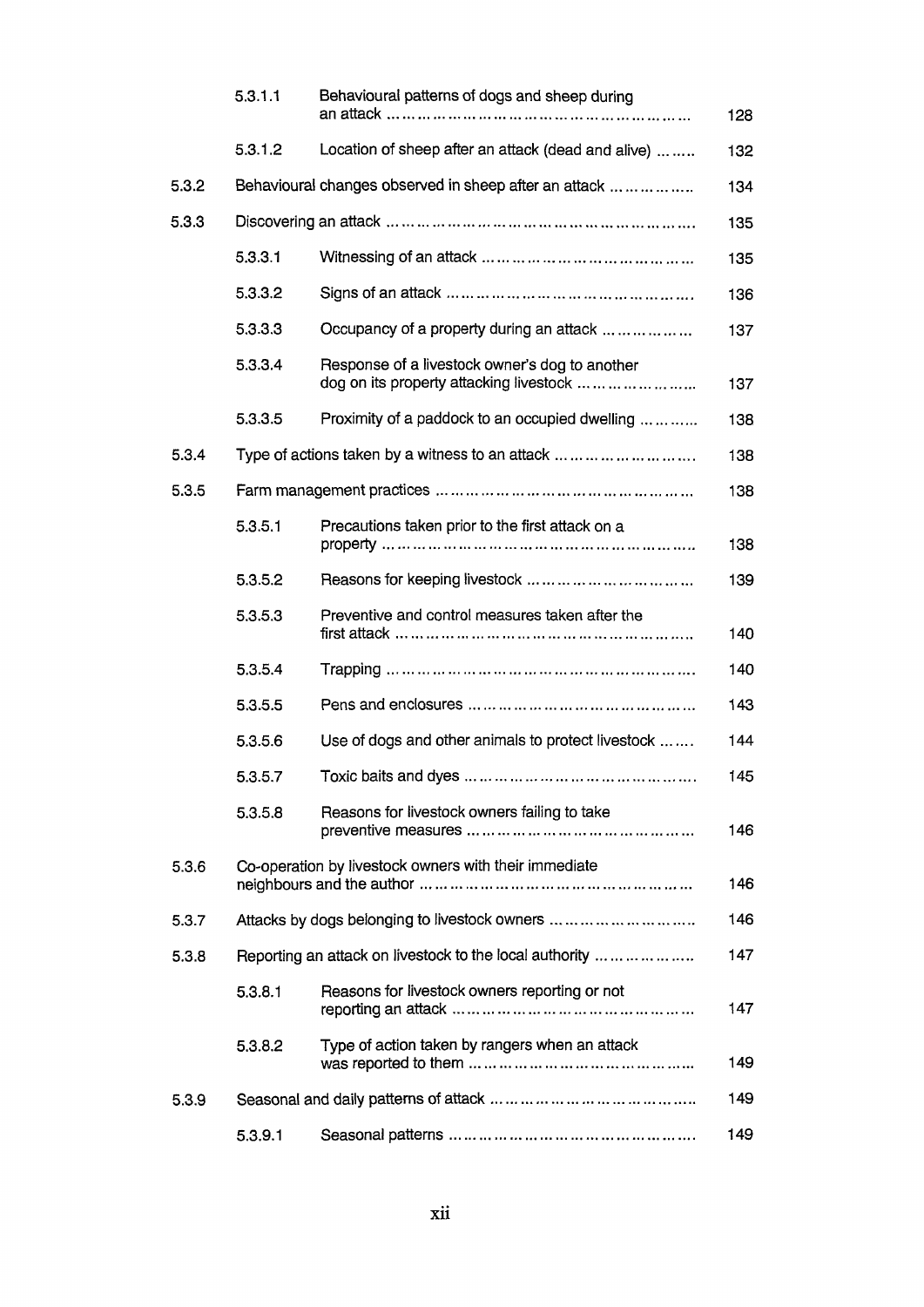| | | | |
|---|---|---|---|
| | 5.3.1.1 | Behavioural patterns of dogs and sheep during an attack | 128 |
| | 5.3.1.2 | Location of sheep after an attack (dead and alive) | 132 |
| 5.3.2 | Behavioural changes observed in sheep after an attack | | 134 |
| 5.3.3 | Discovering an attack | | 135 |
| | 5.3.3.1 | Witnessing of an attack | 135 |
| | 5.3.3.2 | Signs of an attack | 136 |
| | 5.3.3.3 | Occupancy of a property during an attack | 137 |
| | 5.3.3.4 | Response of a livestock owner's dog to another dog on its property attacking livestock | 137 |
| | 5.3.3.5 | Proximity of a paddock to an occupied dwelling | 138 |
| 5.3.4 | Type of actions taken by a witness to an attack | | 138 |
| 5.3.5 | Farm management practices | | 138 |
| | 5.3.5.1 | Precautions taken prior to the first attack on a property | 138 |
| | 5.3.5.2 | Reasons for keeping livestock | 139 |
| | 5.3.5.3 | Preventive and control measures taken after the first attack | 140 |
| | 5.3.5.4 | Trapping | 140 |
| | 5.3.5.5 | Pens and enclosures | 143 |
| | 5.3.5.6 | Use of dogs and other animals to protect livestock | 144 |
| | 5.3.5.7 | Toxic baits and dyes | 145 |
| | 5.3.5.8 | Reasons for livestock owners failing to take preventive measures | 146 |
| 5.3.6 | Co-operation by livestock owners with their immediate neighbours and the author | | 146 |
| 5.3.7 | Attacks by dogs belonging to livestock owners | | 146 |
| 5.3.8 | Reporting an attack on livestock to the local authority | | 147 |
| | 5.3.8.1 | Reasons for livestock owners reporting or not reporting an attack | 147 |
| | 5.3.8.2 | Type of action taken by rangers when an attack was reported to them | 149 |
| 5.3.9 | Seasonal and daily patterns of attack | | 149 |
| | 5.3.9.1 | Seasonal patterns | 149 |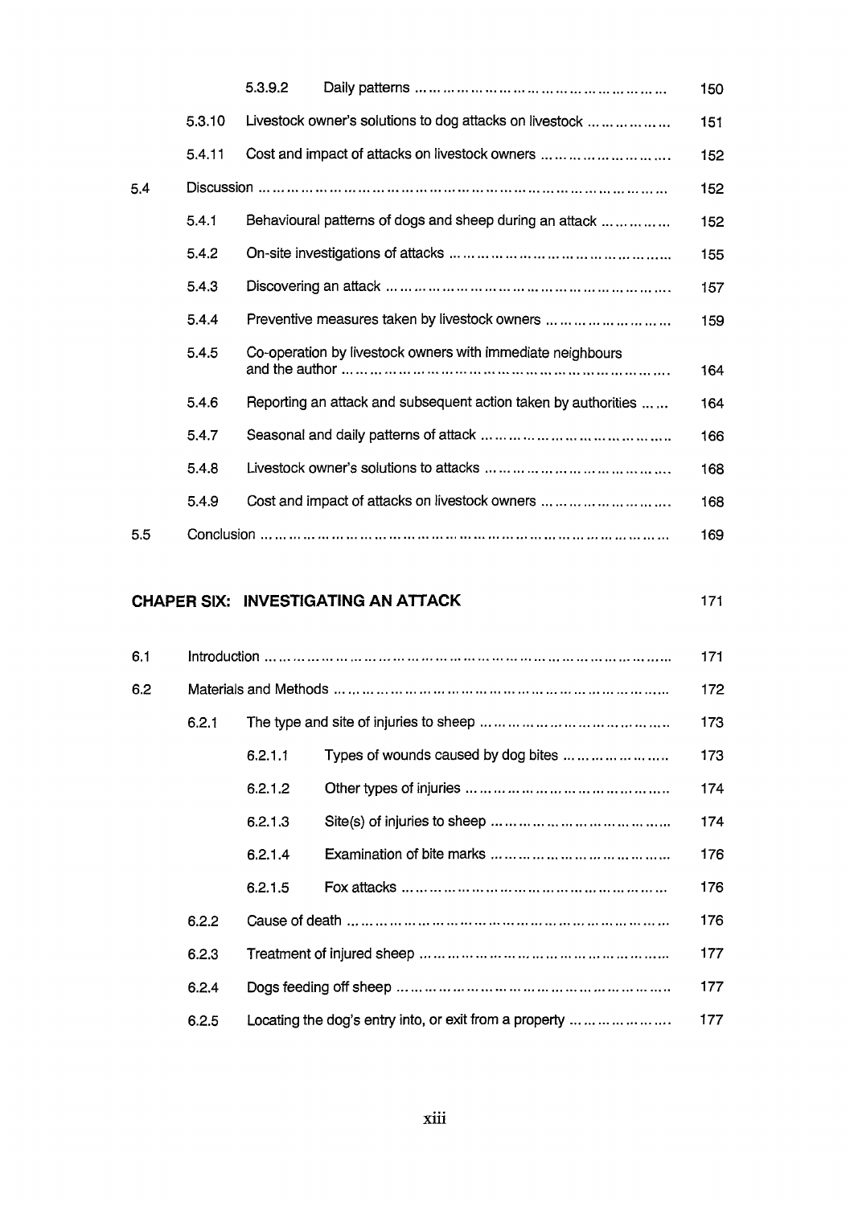| | | | | |
|---|---|---|---|---|
| | | 5.3.9.2 | Daily patterns | 150 |
| | 5.3.10 | Livestock owner's solutions to dog attacks on livestock | | 151 |
| | 5.4.11 | Cost and impact of attacks on livestock owners | | 152 |
| 5.4 | Discussion | | | 152 |
| | 5.4.1 | Behavioural patterns of dogs and sheep during an attack | | 152 |
| | 5.4.2 | On-site investigations of attacks | | 155 |
| | 5.4.3 | Discovering an attack | | 157 |
| | 5.4.4 | Preventive measures taken by livestock owners | | 159 |
| | 5.4.5 | Co-operation by livestock owners with immediate neighbours and the author | | 164 |
| | 5.4.6 | Reporting an attack and subsequent action taken by authorities | | 164 |
| | 5.4.7 | Seasonal and daily patterns of attack | | 166 |
| | 5.4.8 | Livestock owner's solutions to attacks | | 168 |
| | 5.4.9 | Cost and impact of attacks on livestock owners | | 168 |
| 5.5 | Conclusion | | | 169 |

**CHAPER SIX: INVESTIGATING AN ATTACK** 171

| | | | | |
|---|---|---|---|---|
| 6.1 | Introduction | | | 171 |
| 6.2 | Materials and Methods | | | 172 |
| | 6.2.1 | The type and site of injuries to sheep | | 173 |
| | | 6.2.1.1 | Types of wounds caused by dog bites | 173 |
| | | 6.2.1.2 | Other types of injuries | 174 |
| | | 6.2.1.3 | Site(s) of injuries to sheep | 174 |
| | | 6.2.1.4 | Examination of bite marks | 176 |
| | | 6.2.1.5 | Fox attacks | 176 |
| | 6.2.2 | Cause of death | | 176 |
| | 6.2.3 | Treatment of injured sheep | | 177 |
| | 6.2.4 | Dogs feeding off sheep | | 177 |
| | 6.2.5 | Locating the dog's entry into, or exit from a property | | 177 |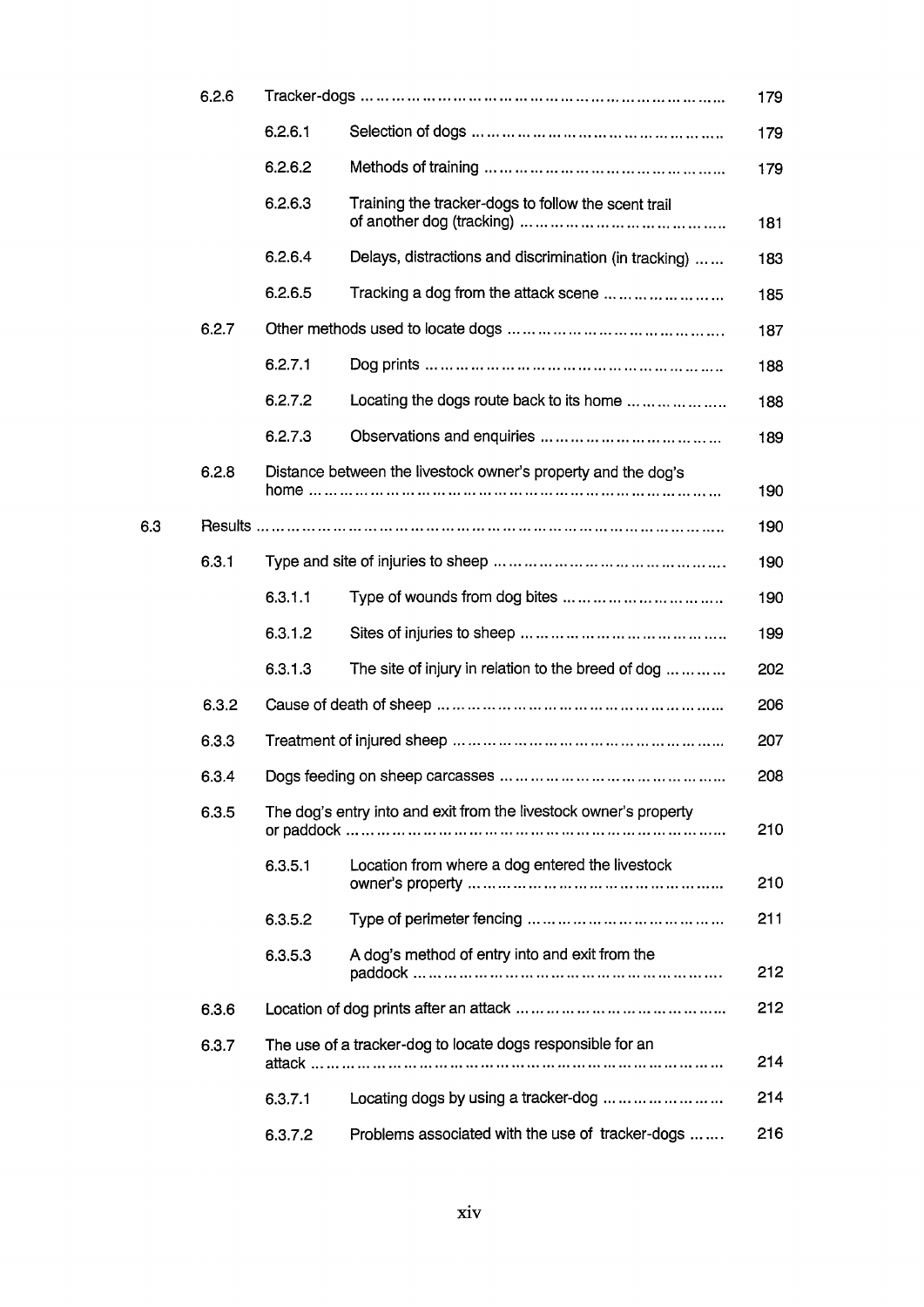| | | | | |
|---|---|---|---|---|
| | 6.2.6 | Tracker-dogs …………………………………………………………… | | 179 |
| | | 6.2.6.1 | Selection of dogs ………………………………………… | 179 |
| | | 6.2.6.2 | Methods of training ………………………………………… | 179 |
| | | 6.2.6.3 | Training the tracker-dogs to follow the scent trail of another dog (tracking) ……………………………… | 181 |
| | | 6.2.6.4 | Delays, distractions and discrimination (in tracking) …… | 183 |
| | | 6.2.6.5 | Tracking a dog from the attack scene ………………… | 185 |
| | 6.2.7 | Other methods used to locate dogs …………………………………. | | 187 |
| | | 6.2.7.1 | Dog prints ……………………………………………… | 188 |
| | | 6.2.7.2 | Locating the dogs route back to its home ……………… | 188 |
| | | 6.2.7.3 | Observations and enquiries …………………………… | 189 |
| | 6.2.8 | Distance between the livestock owner's property and the dog's home …………………………………………………………… | | 190 |
| 6.3 | Results …………………………………………………………………… | | | 190 |
| | 6.3.1 | Type and site of injuries to sheep ……………………………………. | | 190 |
| | | 6.3.1.1 | Type of wounds from dog bites ………………………… | 190 |
| | | 6.3.1.2 | Sites of injuries to sheep ……………………………… | 199 |
| | | 6.3.1.3 | The site of injury in relation to the breed of dog ……… | 202 |
| | 6.3.2 | Cause of death of sheep ……………………………………………… | | 206 |
| | 6.3.3 | Treatment of injured sheep …………………………………………… | | 207 |
| | 6.3.4 | Dogs feeding on sheep carcasses …………………………………… | | 208 |
| | 6.3.5 | The dog's entry into and exit from the livestock owner's property or paddock …………………………………………………………… | | 210 |
| | | 6.3.5.1 | Location from where a dog entered the livestock owner's property ………………………………………… | 210 |
| | | 6.3.5.2 | Type of perimeter fencing …………………………… | 211 |
| | | 6.3.5.3 | A dog's method of entry into and exit from the paddock …………………………………………………. | 212 |
| | 6.3.6 | Location of dog prints after an attack ……………………………… | | 212 |
| | 6.3.7 | The use of a tracker-dog to locate dogs responsible for an attack …………………………………………………………… | | 214 |
| | | 6.3.7.1 | Locating dogs by using a tracker-dog ………………… | 214 |
| | | 6.3.7.2 | Problems associated with the use of tracker-dogs ……. | 216 |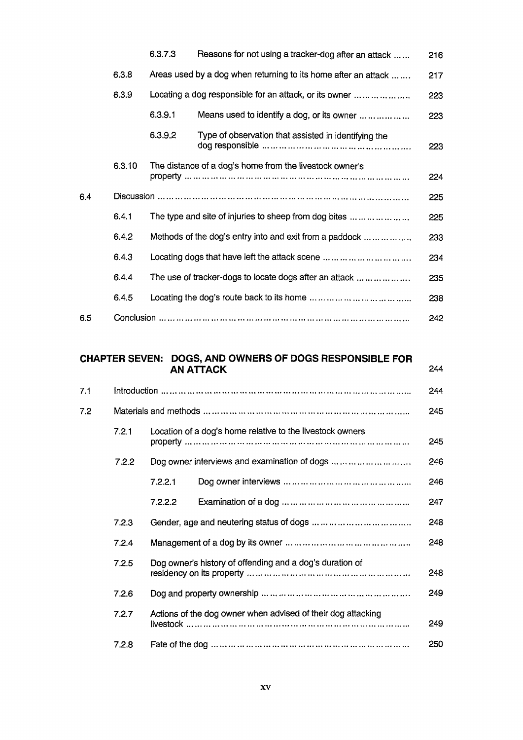| | | | |
|---|---|---|---|
| | | 6.3.7.3 Reasons for not using a tracker-dog after an attack …… | 216 |
| | 6.3.8 | Areas used by a dog when returning to its home after an attack …… | 217 |
| | 6.3.9 | Locating a dog responsible for an attack, or its owner ……………… | 223 |
| | | 6.3.9.1 Means used to identify a dog, or its owner …………… | 223 |
| | | 6.3.9.2 Type of observation that assisted in identifying the dog responsible ………………………………………… | 223 |
| | 6.3.10 | The distance of a dog's home from the livestock owner's property ……………………………………………………………… | 224 |
| 6.4 | Discussion ……………………………………………………………………… | | 225 |
| | 6.4.1 | The type and site of injuries to sheep from dog bites ……………… | 225 |
| | 6.4.2 | Methods of the dog's entry into and exit from a paddock …………… | 233 |
| | 6.4.3 | Locating dogs that have left the attack scene ………………………. | 234 |
| | 6.4.4 | The use of tracker-dogs to locate dogs after an attack ……………. | 235 |
| | 6.4.5 | Locating the dog's route back to its home ………………………… | 238 |
| 6.5 | Conclusion ……………………………………………………………………… | | 242 |

## CHAPTER SEVEN: DOGS, AND OWNERS OF DOGS RESPONSIBLE FOR AN ATTACK — 244

| | | | |
|---|---|---|---|
| 7.1 | Introduction ……………………………………………………………………… | | 244 |
| 7.2 | Materials and methods …………………………………………………………… | | 245 |
| | 7.2.1 | Location of a dog's home relative to the livestock owners property ……………………………………………………………… | 245 |
| | 7.2.2 | Dog owner interviews and examination of dogs ……………………. | 246 |
| | | 7.2.2.1 Dog owner interviews …………………………………… | 246 |
| | | 7.2.2.2 Examination of a dog …………………………………… | 247 |
| | 7.2.3 | Gender, age and neutering status of dogs …………………………. | 248 |
| | 7.2.4 | Management of a dog by its owner ………………………………… | 248 |
| | 7.2.5 | Dog owner's history of offending and a dog's duration of residency on its property …………………………………………… | 248 |
| | 7.2.6 | Dog and property ownership ………………………………………. | 249 |
| | 7.2.7 | Actions of the dog owner when advised of their dog attacking livestock ……………………………………………………………… | 249 |
| | 7.2.8 | Fate of the dog ………………………………………………………… | 250 |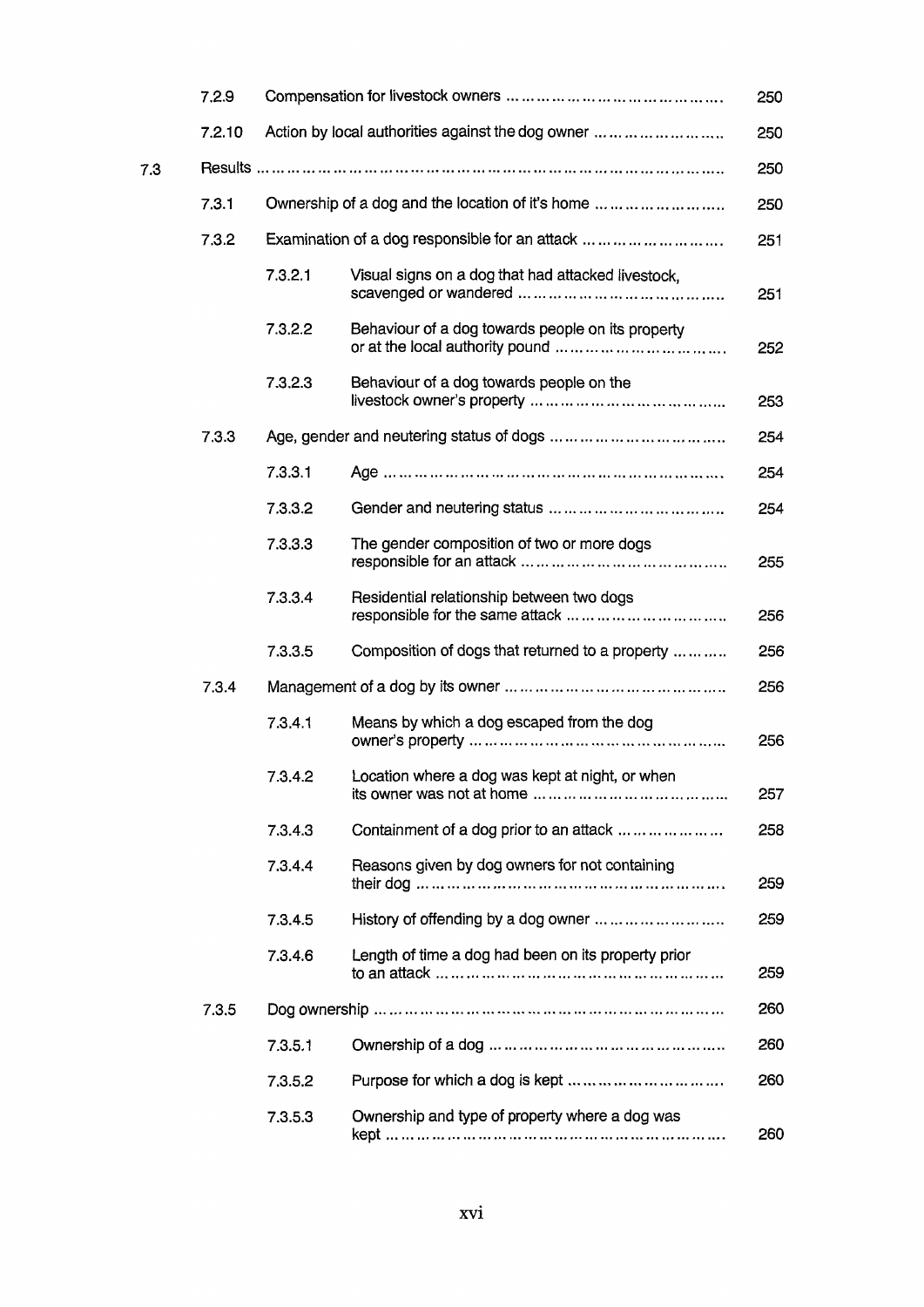| | | | |
|---|---|---|---|
| | 7.2.9 | Compensation for livestock owners | 250 |
| | 7.2.10 | Action by local authorities against the dog owner | 250 |
| 7.3 | Results | | 250 |
| | 7.3.1 | Ownership of a dog and the location of it's home | 250 |
| | 7.3.2 | Examination of a dog responsible for an attack | 251 |
| | 7.3.2.1 | Visual signs on a dog that had attacked livestock, scavenged or wandered | 251 |
| | 7.3.2.2 | Behaviour of a dog towards people on its property or at the local authority pound | 252 |
| | 7.3.2.3 | Behaviour of a dog towards people on the livestock owner's property | 253 |
| | 7.3.3 | Age, gender and neutering status of dogs | 254 |
| | 7.3.3.1 | Age | 254 |
| | 7.3.3.2 | Gender and neutering status | 254 |
| | 7.3.3.3 | The gender composition of two or more dogs responsible for an attack | 255 |
| | 7.3.3.4 | Residential relationship between two dogs responsible for the same attack | 256 |
| | 7.3.3.5 | Composition of dogs that returned to a property | 256 |
| | 7.3.4 | Management of a dog by its owner | 256 |
| | 7.3.4.1 | Means by which a dog escaped from the dog owner's property | 256 |
| | 7.3.4.2 | Location where a dog was kept at night, or when its owner was not at home | 257 |
| | 7.3.4.3 | Containment of a dog prior to an attack | 258 |
| | 7.3.4.4 | Reasons given by dog owners for not containing their dog | 259 |
| | 7.3.4.5 | History of offending by a dog owner | 259 |
| | 7.3.4.6 | Length of time a dog had been on its property prior to an attack | 259 |
| | 7.3.5 | Dog ownership | 260 |
| | 7.3.5.1 | Ownership of a dog | 260 |
| | 7.3.5.2 | Purpose for which a dog is kept | 260 |
| | 7.3.5.3 | Ownership and type of property where a dog was kept | 260 |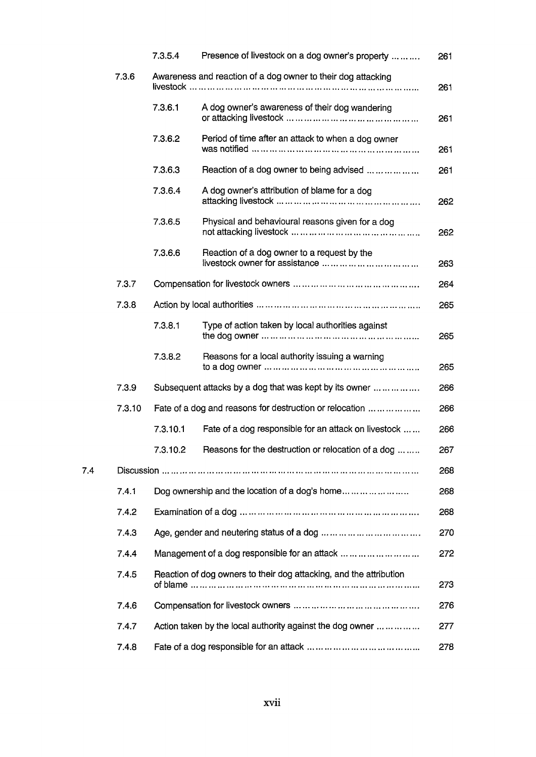| | | | |
|---|---|---|---|
| | 7.3.5.4 | Presence of livestock on a dog owner's property ………. | 261 |
| 7.3.6 | | Awareness and reaction of a dog owner to their dog attacking livestock ……………………………………………………………… | 261 |
| | 7.3.6.1 | A dog owner's awareness of their dog wandering or attacking livestock ……………………………………… | 261 |
| | 7.3.6.2 | Period of time after an attack to when a dog owner was notified ……………………………………………… | 261 |
| | 7.3.6.3 | Reaction of a dog owner to being advised ……………… | 261 |
| | 7.3.6.4 | A dog owner's attribution of blame for a dog attacking livestock ………………………………………. | 262 |
| | 7.3.6.5 | Physical and behavioural reasons given for a dog not attacking livestock …………………………………… | 262 |
| | 7.3.6.6 | Reaction of a dog owner to a request by the livestock owner for assistance ………………………… | 263 |
| 7.3.7 | | Compensation for livestock owners ……………………………………. | 264 |
| 7.3.8 | | Action by local authorities ………………………………………………… | 265 |
| | 7.3.8.1 | Type of action taken by local authorities against the dog owner ……………………………………………… | 265 |
| | 7.3.8.2 | Reasons for a local authority issuing a warning to a dog owner ……………………………………………… | 265 |
| 7.3.9 | | Subsequent attacks by a dog that was kept by its owner ……………. | 266 |
| 7.3.10 | | Fate of a dog and reasons for destruction or relocation ……………… | 266 |
| | 7.3.10.1 | Fate of a dog responsible for an attack on livestock …… | 266 |
| | 7.3.10.2 | Reasons for the destruction or relocation of a dog …….. | 267 |

7.4 Discussion ……………………………………………………………………………… 268

| | | |
|---|---|---|
| 7.4.1 | Dog ownership and the location of a dog's home………………….. | 268 |
| 7.4.2 | Examination of a dog ……………………………………………………. | 268 |
| 7.4.3 | Age, gender and neutering status of a dog ……………………………. | 270 |
| 7.4.4 | Management of a dog responsible for an attack …………………… | 272 |
| 7.4.5 | Reaction of dog owners to their dog attacking, and the attribution of blame …………………………………………………………………… | 273 |
| 7.4.6 | Compensation for livestock owners ……………………………………. | 276 |
| 7.4.7 | Action taken by the local authority against the dog owner …………… | 277 |
| 7.4.8 | Fate of a dog responsible for an attack ………………………………… | 278 |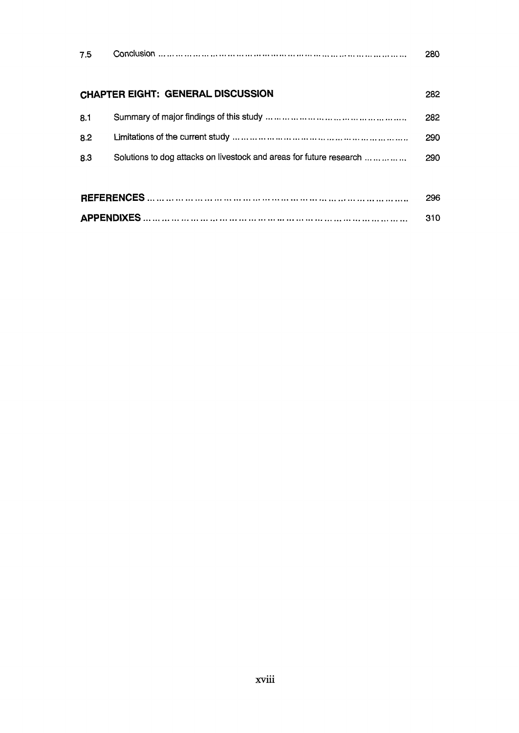| | | |
|---|---|---|
| 7.5 | Conclusion | 280 |
| | | |
| **CHAPTER EIGHT: GENERAL DISCUSSION** | | 282 |
| 8.1 | Summary of major findings of this study | 282 |
| 8.2 | Limitations of the current study | 290 |
| 8.3 | Solutions to dog attacks on livestock and areas for future research | 290 |
| | | |
| **REFERENCES** | | 296 |
| **APPENDIXES** | | 310 |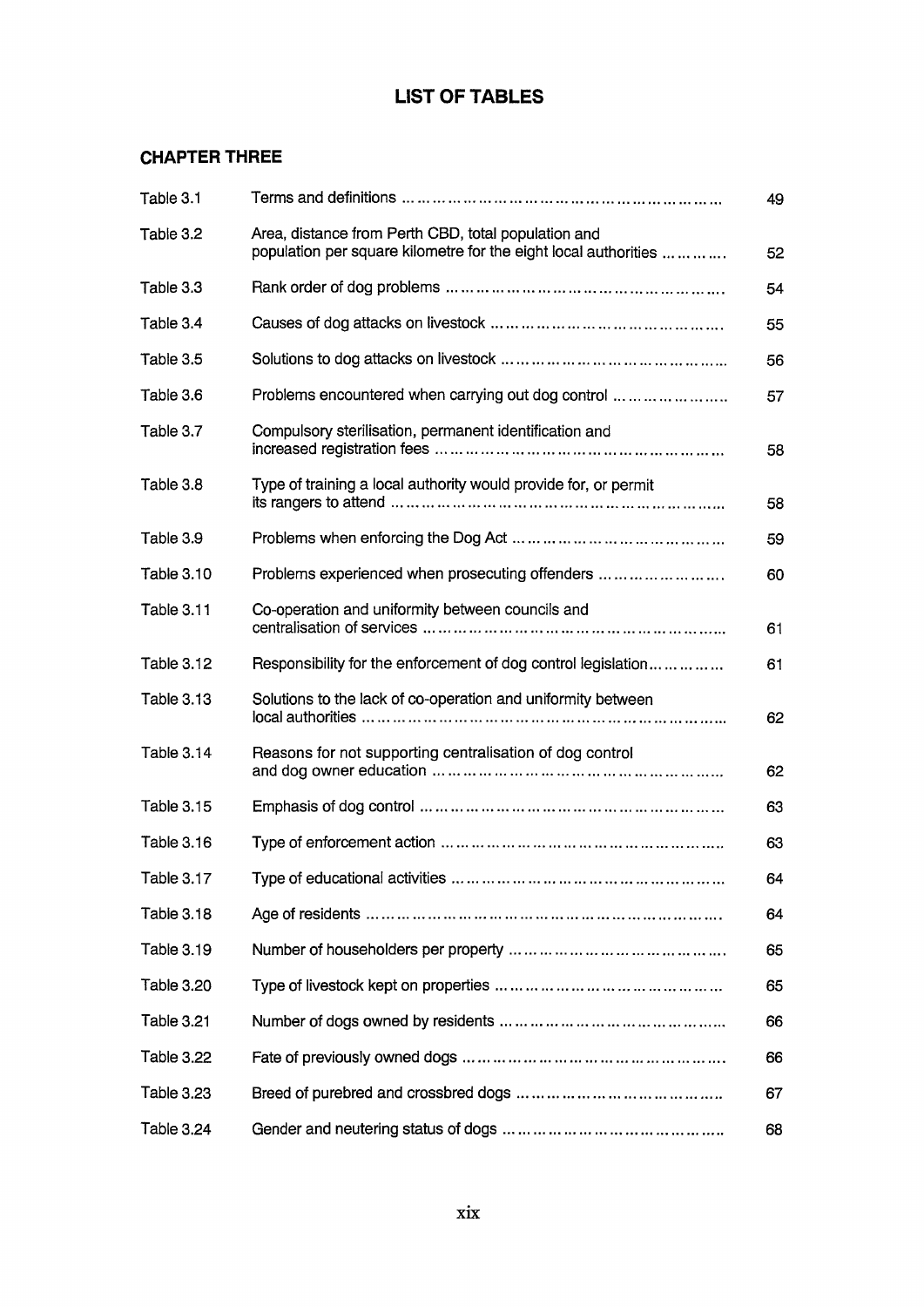# LIST OF TABLES

## CHAPTER THREE

| | | |
|---|---|---|
| Table 3.1 | Terms and definitions | 49 |
| Table 3.2 | Area, distance from Perth CBD, total population and population per square kilometre for the eight local authorities | 52 |
| Table 3.3 | Rank order of dog problems | 54 |
| Table 3.4 | Causes of dog attacks on livestock | 55 |
| Table 3.5 | Solutions to dog attacks on livestock | 56 |
| Table 3.6 | Problems encountered when carrying out dog control | 57 |
| Table 3.7 | Compulsory sterilisation, permanent identification and increased registration fees | 58 |
| Table 3.8 | Type of training a local authority would provide for, or permit its rangers to attend | 58 |
| Table 3.9 | Problems when enforcing the Dog Act | 59 |
| Table 3.10 | Problems experienced when prosecuting offenders | 60 |
| Table 3.11 | Co-operation and uniformity between councils and centralisation of services | 61 |
| Table 3.12 | Responsibility for the enforcement of dog control legislation | 61 |
| Table 3.13 | Solutions to the lack of co-operation and uniformity between local authorities | 62 |
| Table 3.14 | Reasons for not supporting centralisation of dog control and dog owner education | 62 |
| Table 3.15 | Emphasis of dog control | 63 |
| Table 3.16 | Type of enforcement action | 63 |
| Table 3.17 | Type of educational activities | 64 |
| Table 3.18 | Age of residents | 64 |
| Table 3.19 | Number of householders per property | 65 |
| Table 3.20 | Type of livestock kept on properties | 65 |
| Table 3.21 | Number of dogs owned by residents | 66 |
| Table 3.22 | Fate of previously owned dogs | 66 |
| Table 3.23 | Breed of purebred and crossbred dogs | 67 |
| Table 3.24 | Gender and neutering status of dogs | 68 |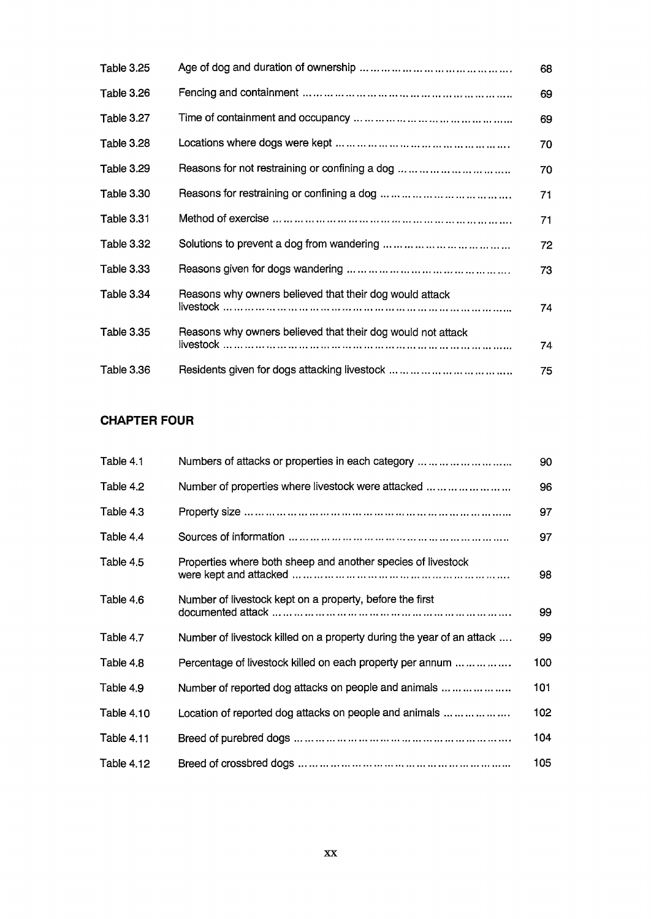| | | |
|---|---|---|
| Table 3.25 | Age of dog and duration of ownership | 68 |
| Table 3.26 | Fencing and containment | 69 |
| Table 3.27 | Time of containment and occupancy | 69 |
| Table 3.28 | Locations where dogs were kept | 70 |
| Table 3.29 | Reasons for not restraining or confining a dog | 70 |
| Table 3.30 | Reasons for restraining or confining a dog | 71 |
| Table 3.31 | Method of exercise | 71 |
| Table 3.32 | Solutions to prevent a dog from wandering | 72 |
| Table 3.33 | Reasons given for dogs wandering | 73 |
| Table 3.34 | Reasons why owners believed that their dog would attack livestock | 74 |
| Table 3.35 | Reasons why owners believed that their dog would not attack livestock | 74 |
| Table 3.36 | Residents given for dogs attacking livestock | 75 |

## CHAPTER FOUR

| | | |
|---|---|---|
| Table 4.1 | Numbers of attacks or properties in each category | 90 |
| Table 4.2 | Number of properties where livestock were attacked | 96 |
| Table 4.3 | Property size | 97 |
| Table 4.4 | Sources of information | 97 |
| Table 4.5 | Properties where both sheep and another species of livestock were kept and attacked | 98 |
| Table 4.6 | Number of livestock kept on a property, before the first documented attack | 99 |
| Table 4.7 | Number of livestock killed on a property during the year of an attack | 99 |
| Table 4.8 | Percentage of livestock killed on each property per annum | 100 |
| Table 4.9 | Number of reported dog attacks on people and animals | 101 |
| Table 4.10 | Location of reported dog attacks on people and animals | 102 |
| Table 4.11 | Breed of purebred dogs | 104 |
| Table 4.12 | Breed of crossbred dogs | 105 |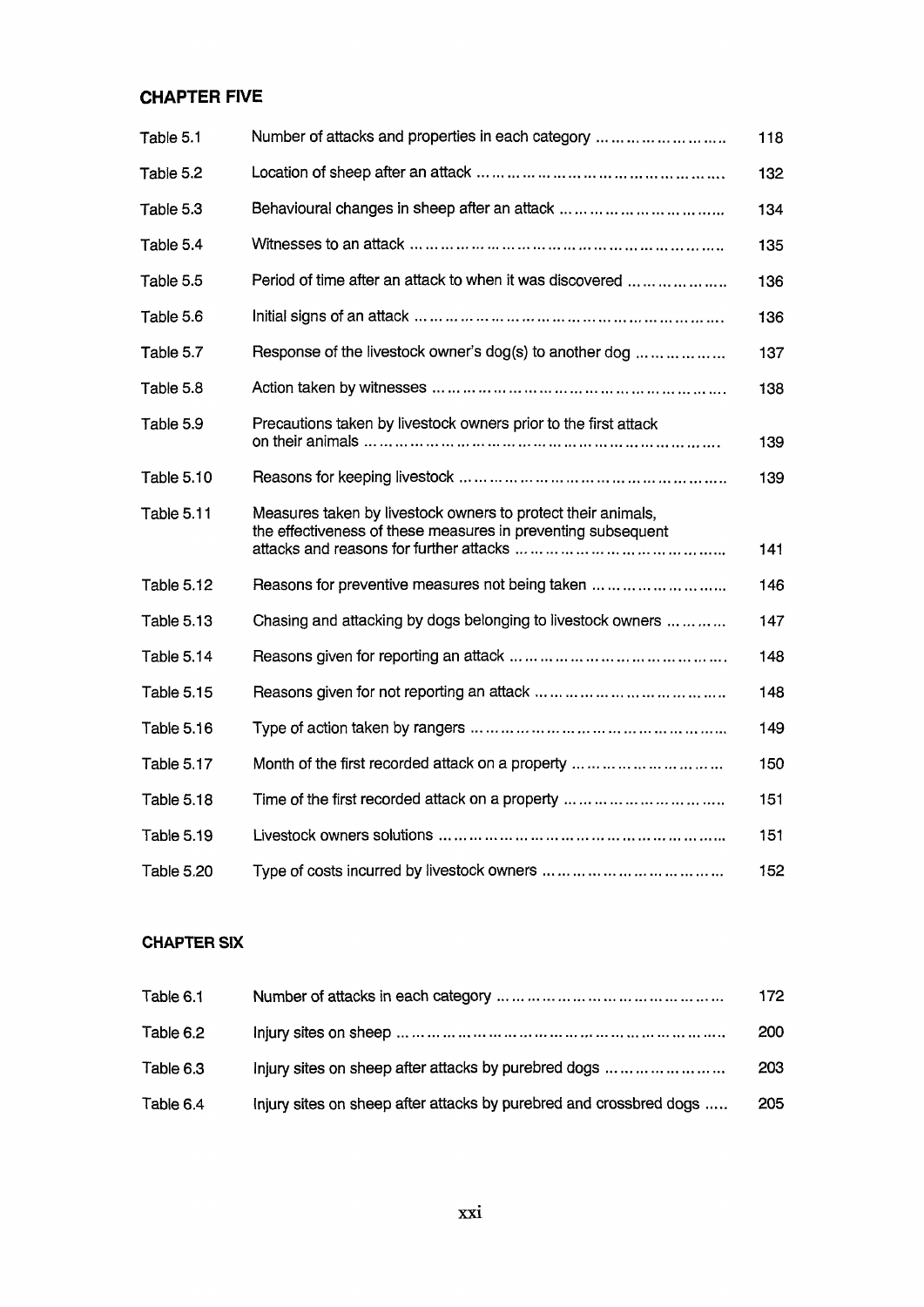## CHAPTER FIVE

| | | |
|---|---|---|
| Table 5.1 | Number of attacks and properties in each category | 118 |
| Table 5.2 | Location of sheep after an attack | 132 |
| Table 5.3 | Behavioural changes in sheep after an attack | 134 |
| Table 5.4 | Witnesses to an attack | 135 |
| Table 5.5 | Period of time after an attack to when it was discovered | 136 |
| Table 5.6 | Initial signs of an attack | 136 |
| Table 5.7 | Response of the livestock owner's dog(s) to another dog | 137 |
| Table 5.8 | Action taken by witnesses | 138 |
| Table 5.9 | Precautions taken by livestock owners prior to the first attack on their animals | 139 |
| Table 5.10 | Reasons for keeping livestock | 139 |
| Table 5.11 | Measures taken by livestock owners to protect their animals, the effectiveness of these measures in preventing subsequent attacks and reasons for further attacks | 141 |
| Table 5.12 | Reasons for preventive measures not being taken | 146 |
| Table 5.13 | Chasing and attacking by dogs belonging to livestock owners | 147 |
| Table 5.14 | Reasons given for reporting an attack | 148 |
| Table 5.15 | Reasons given for not reporting an attack | 148 |
| Table 5.16 | Type of action taken by rangers | 149 |
| Table 5.17 | Month of the first recorded attack on a property | 150 |
| Table 5.18 | Time of the first recorded attack on a property | 151 |
| Table 5.19 | Livestock owners solutions | 151 |
| Table 5.20 | Type of costs incurred by livestock owners | 152 |

## CHAPTER SIX

| | | |
|---|---|---|
| Table 6.1 | Number of attacks in each category | 172 |
| Table 6.2 | Injury sites on sheep | 200 |
| Table 6.3 | Injury sites on sheep after attacks by purebred dogs | 203 |
| Table 6.4 | Injury sites on sheep after attacks by purebred and crossbred dogs | 205 |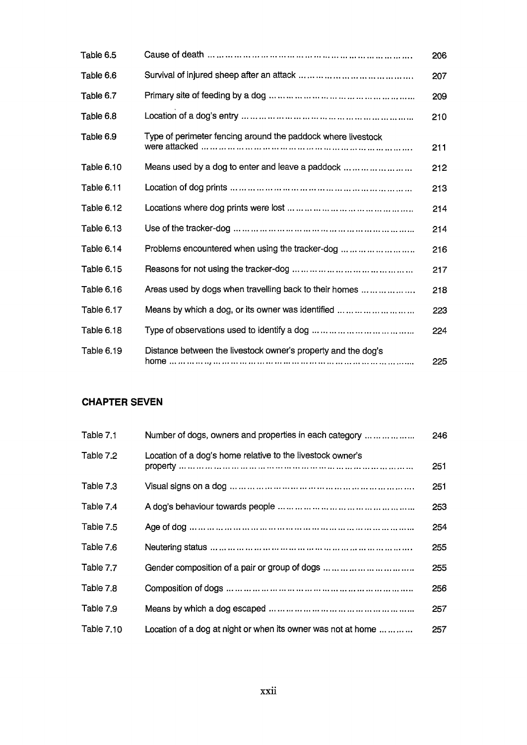| | | |
|---|---|---|
| Table 6.5 | Cause of death | 206 |
| Table 6.6 | Survival of injured sheep after an attack | 207 |
| Table 6.7 | Primary site of feeding by a dog | 209 |
| Table 6.8 | Location of a dog's entry | 210 |
| Table 6.9 | Type of perimeter fencing around the paddock where livestock were attacked | 211 |
| Table 6.10 | Means used by a dog to enter and leave a paddock | 212 |
| Table 6.11 | Location of dog prints | 213 |
| Table 6.12 | Locations where dog prints were lost | 214 |
| Table 6.13 | Use of the tracker-dog | 214 |
| Table 6.14 | Problems encountered when using the tracker-dog | 216 |
| Table 6.15 | Reasons for not using the tracker-dog | 217 |
| Table 6.16 | Areas used by dogs when travelling back to their homes | 218 |
| Table 6.17 | Means by which a dog, or its owner was identified | 223 |
| Table 6.18 | Type of observations used to identify a dog | 224 |
| Table 6.19 | Distance between the livestock owner's property and the dog's home | 225 |

**CHAPTER SEVEN**

| | | |
|---|---|---|
| Table 7.1 | Number of dogs, owners and properties in each category | 246 |
| Table 7.2 | Location of a dog's home relative to the livestock owner's property | 251 |
| Table 7.3 | Visual signs on a dog | 251 |
| Table 7.4 | A dog's behaviour towards people | 253 |
| Table 7.5 | Age of dog | 254 |
| Table 7.6 | Neutering status | 255 |
| Table 7.7 | Gender composition of a pair or group of dogs | 255 |
| Table 7.8 | Composition of dogs | 256 |
| Table 7.9 | Means by which a dog escaped | 257 |
| Table 7.10 | Location of a dog at night or when its owner was not at home | 257 |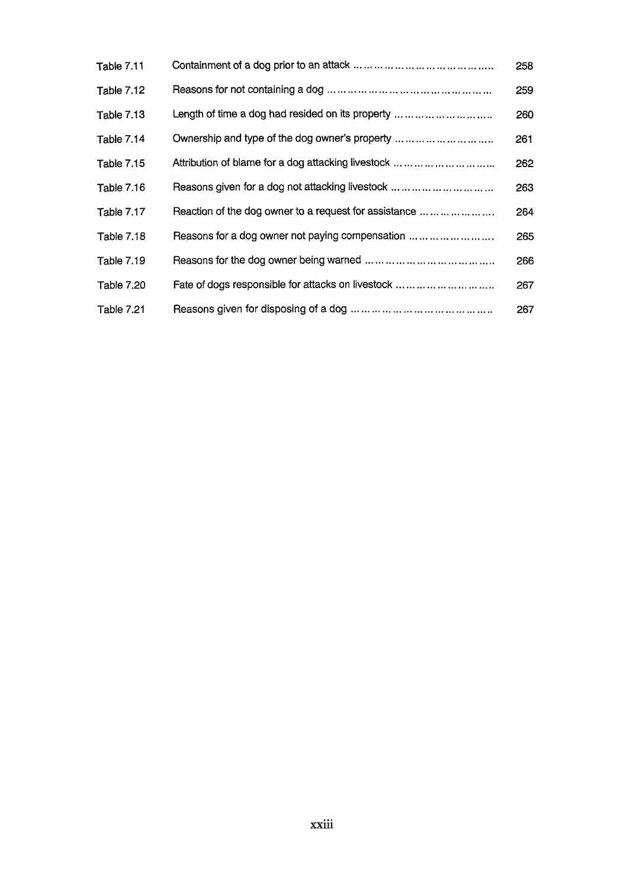| | | |
|---|---|---|
| Table 7.11 | Containment of a dog prior to an attack | 258 |
| Table 7.12 | Reasons for not containing a dog | 259 |
| Table 7.13 | Length of time a dog had resided on its property | 260 |
| Table 7.14 | Ownership and type of the dog owner's property | 261 |
| Table 7.15 | Attribution of blame for a dog attacking livestock | 262 |
| Table 7.16 | Reasons given for a dog not attacking livestock | 263 |
| Table 7.17 | Reaction of the dog owner to a request for assistance | 264 |
| Table 7.18 | Reasons for a dog owner not paying compensation | 265 |
| Table 7.19 | Reasons for the dog owner being warned | 266 |
| Table 7.20 | Fate of dogs responsible for attacks on livestock | 267 |
| Table 7.21 | Reasons given for disposing of a dog | 267 |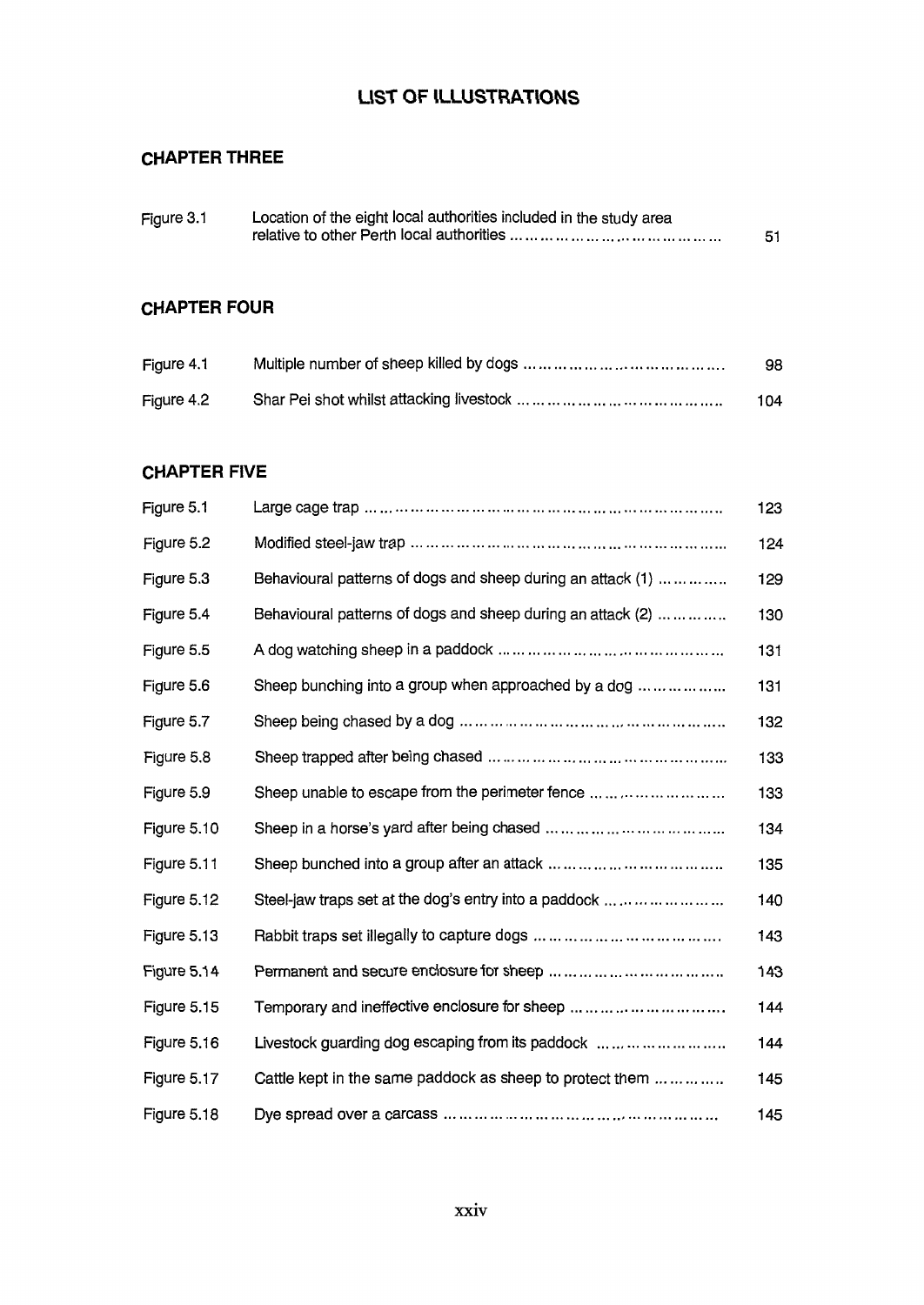# LIST OF ILLUSTRATIONS

## CHAPTER THREE

| | | |
|---|---|---|
| Figure 3.1 | Location of the eight local authorities included in the study area relative to other Perth local authorities | 51 |

## CHAPTER FOUR

| | | |
|---|---|---|
| Figure 4.1 | Multiple number of sheep killed by dogs | 98 |
| Figure 4.2 | Shar Pei shot whilst attacking livestock | 104 |

## CHAPTER FIVE

| | | |
|---|---|---|
| Figure 5.1 | Large cage trap | 123 |
| Figure 5.2 | Modified steel-jaw trap | 124 |
| Figure 5.3 | Behavioural patterns of dogs and sheep during an attack (1) | 129 |
| Figure 5.4 | Behavioural patterns of dogs and sheep during an attack (2) | 130 |
| Figure 5.5 | A dog watching sheep in a paddock | 131 |
| Figure 5.6 | Sheep bunching into a group when approached by a dog | 131 |
| Figure 5.7 | Sheep being chased by a dog | 132 |
| Figure 5.8 | Sheep trapped after being chased | 133 |
| Figure 5.9 | Sheep unable to escape from the perimeter fence | 133 |
| Figure 5.10 | Sheep in a horse's yard after being chased | 134 |
| Figure 5.11 | Sheep bunched into a group after an attack | 135 |
| Figure 5.12 | Steel-jaw traps set at the dog's entry into a paddock | 140 |
| Figure 5.13 | Rabbit traps set illegally to capture dogs | 143 |
| Figure 5.14 | Permanent and secure enclosure for sheep | 143 |
| Figure 5.15 | Temporary and ineffective enclosure for sheep | 144 |
| Figure 5.16 | Livestock guarding dog escaping from its paddock | 144 |
| Figure 5.17 | Cattle kept in the same paddock as sheep to protect them | 145 |
| Figure 5.18 | Dye spread over a carcass | 145 |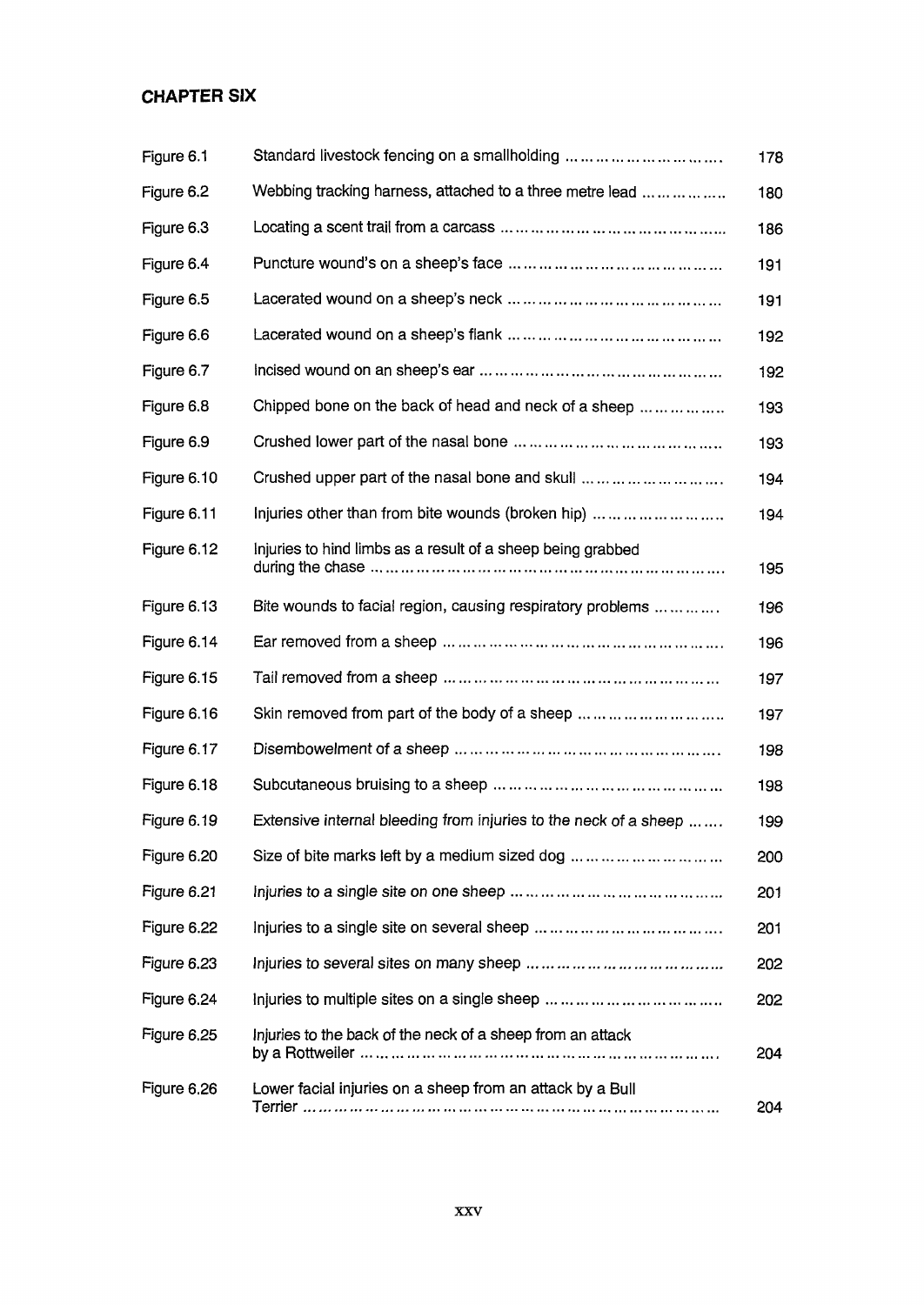## CHAPTER SIX

| | | |
|---|---|---|
| Figure 6.1 | Standard livestock fencing on a smallholding ……………………………. | 178 |
| Figure 6.2 | Webbing tracking harness, attached to a three metre lead …………….. | 180 |
| Figure 6.3 | Locating a scent trail from a carcass ……………………………………….. | 186 |
| Figure 6.4 | Puncture wound's on a sheep's face ………………………………………… | 191 |
| Figure 6.5 | Lacerated wound on a sheep's neck ………………………………………… | 191 |
| Figure 6.6 | Lacerated wound on a sheep's flank ………………………………………… | 192 |
| Figure 6.7 | Incised wound on an sheep's ear ……………………………………………… | 192 |
| Figure 6.8 | Chipped bone on the back of head and neck of a sheep …………….. | 193 |
| Figure 6.9 | Crushed lower part of the nasal bone ……………………………………….. | 193 |
| Figure 6.10 | Crushed upper part of the nasal bone and skull ……………………………. | 194 |
| Figure 6.11 | Injuries other than from bite wounds (broken hip) ……………………….. | 194 |
| Figure 6.12 | Injuries to hind limbs as a result of a sheep being grabbed during the chase ……………………………………………………………………. | 195 |
| Figure 6.13 | Bite wounds to facial region, causing respiratory problems ………….. | 196 |
| Figure 6.14 | Ear removed from a sheep ……………………………………………………. | 196 |
| Figure 6.15 | Tail removed from a sheep …………………………………………………… | 197 |
| Figure 6.16 | Skin removed from part of the body of a sheep ………………………….. | 197 |
| Figure 6.17 | Disembowelment of a sheep …………………………………………………. | 198 |
| Figure 6.18 | Subcutaneous bruising to a sheep …………………………………………… | 198 |
| Figure 6.19 | Extensive internal bleeding from injuries to the neck of a sheep ……. | 199 |
| Figure 6.20 | Size of bite marks left by a medium sized dog ……………………………… | 200 |
| Figure 6.21 | Injuries to a single site on one sheep ………………………………………… | 201 |
| Figure 6.22 | Injuries to a single site on several sheep …………………………………. | 201 |
| Figure 6.23 | Injuries to several sites on many sheep …………………………………… | 202 |
| Figure 6.24 | Injuries to multiple sites on a single sheep ……………………………….. | 202 |
| Figure 6.25 | Injuries to the back of the neck of a sheep from an attack by a Rottweiler ……………………………………………………………………. | 204 |
| Figure 6.26 | Lower facial injuries on a sheep from an attack by a Bull Terrier …………………………………………………………………………… | 204 |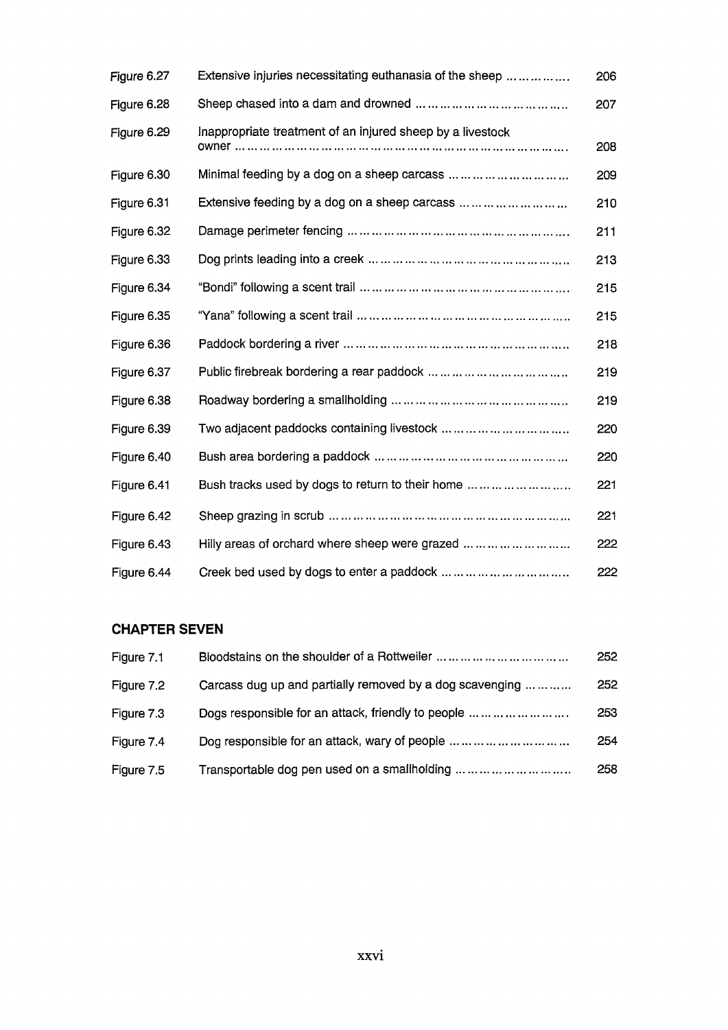| | | |
|---|---|---|
| Figure 6.27 | Extensive injuries necessitating euthanasia of the sheep ……………. | 206 |
| Figure 6.28 | Sheep chased into a dam and drowned ……………………………….. | 207 |
| Figure 6.29 | Inappropriate treatment of an injured sheep by a livestock owner …………………………………………………………………. | 208 |
| Figure 6.30 | Minimal feeding by a dog on a sheep carcass ……………………… | 209 |
| Figure 6.31 | Extensive feeding by a dog on a sheep carcass …………………… | 210 |
| Figure 6.32 | Damage perimeter fencing ………………………………………….. | 211 |
| Figure 6.33 | Dog prints leading into a creek ……………………………………….. | 213 |
| Figure 6.34 | "Bondi" following a scent trail ………………………………………… | 215 |
| Figure 6.35 | "Yana" following a scent trail ………………………………………….. | 215 |
| Figure 6.36 | Paddock bordering a river …………………………………………….. | 218 |
| Figure 6.37 | Public firebreak bordering a rear paddock ………………………….. | 219 |
| Figure 6.38 | Roadway bordering a smallholding ………………………………….. | 219 |
| Figure 6.39 | Two adjacent paddocks containing livestock ……………………….. | 220 |
| Figure 6.40 | Bush area bordering a paddock ……………………………………… | 220 |
| Figure 6.41 | Bush tracks used by dogs to return to their home ………………….. | 221 |
| Figure 6.42 | Sheep grazing in scrub ………………………………………………… | 221 |
| Figure 6.43 | Hilly areas of orchard where sheep were grazed …………………… | 222 |
| Figure 6.44 | Creek bed used by dogs to enter a paddock ……………………….. | 222 |

## CHAPTER SEVEN

| | | |
|---|---|---|
| Figure 7.1 | Bloodstains on the shoulder of a Rottweiler …………………………… | 252 |
| Figure 7.2 | Carcass dug up and partially removed by a dog scavenging ……….. | 252 |
| Figure 7.3 | Dogs responsible for an attack, friendly to people …………………. | 253 |
| Figure 7.4 | Dog responsible for an attack, wary of people ……………………… | 254 |
| Figure 7.5 | Transportable dog pen used on a smallholding ……………………… | 258 |